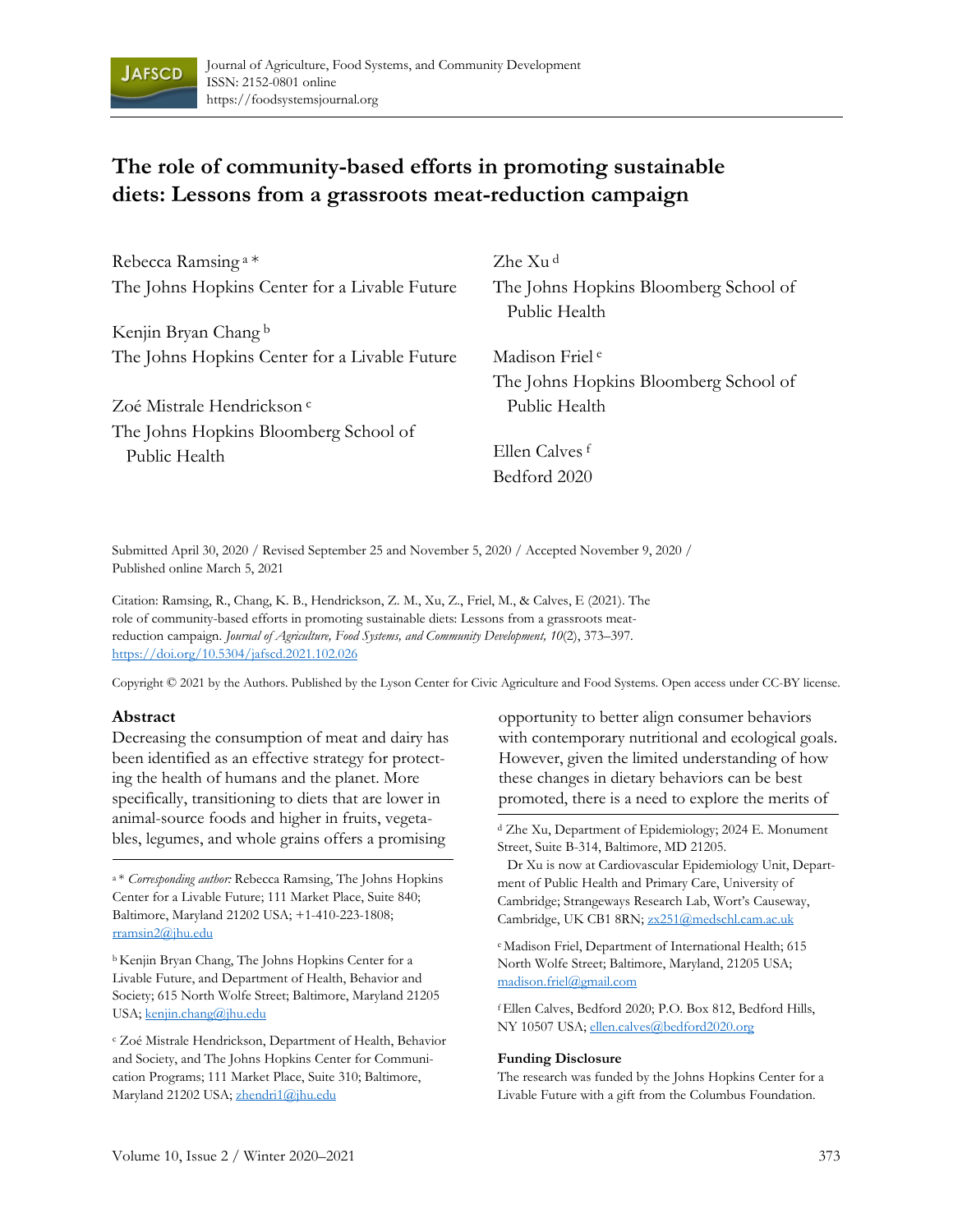# The role of community-based efforts in promoting sustainable diets: Lessons from a grassroots meat-reduction campaign

Rebecca Ramsing [a] *
The Johns Hopkins Center for a Livable Future

Kenjin Bryan Chang [b]
The Johns Hopkins Center for a Livable Future

Zoé Mistrale Hendrickson [c]
The Johns Hopkins Bloomberg School of Public Health

Zhe Xu [d]
The Johns Hopkins Bloomberg School of Public Health

Madison Friel [e]
The Johns Hopkins Bloomberg School of Public Health

Ellen Calves [f]
Bedford 2020

Submitted April 30, 2020 / Revised September 25 and November 5, 2020 / Accepted November 9, 2020 / Published online March 5, 2021

Citation: Ramsing, R., Chang, K. B., Hendrickson, Z. M., Xu, Z., Friel, M., & Calves, E (2021). The role of community-based efforts in promoting sustainable diets: Lessons from a grassroots meat-reduction campaign. *Journal of Agriculture, Food Systems, and Community Development, 10*(2), 373–397. https://doi.org/10.5304/jafscd.2021.102.026

Copyright © 2021 by the Authors. Published by the Lyson Center for Civic Agriculture and Food Systems. Open access under CC-BY license.

## Abstract

Decreasing the consumption of meat and dairy has been identified as an effective strategy for protecting the health of humans and the planet. More specifically, transitioning to diets that are lower in animal-source foods and higher in fruits, vegetables, legumes, and whole grains offers a promising opportunity to better align consumer behaviors with contemporary nutritional and ecological goals. However, given the limited understanding of how these changes in dietary behaviors can be best promoted, there is a need to explore the merits of

---

[a] * *Corresponding author:* Rebecca Ramsing, The Johns Hopkins Center for a Livable Future; 111 Market Place, Suite 840; Baltimore, Maryland 21202 USA; +1-410-223-1808; rramsin2@jhu.edu

[b] Kenjin Bryan Chang, The Johns Hopkins Center for a Livable Future, and Department of Health, Behavior and Society; 615 North Wolfe Street; Baltimore, Maryland 21205 USA; kenjin.chang@jhu.edu

[c] Zoé Mistrale Hendrickson, Department of Health, Behavior and Society, and The Johns Hopkins Center for Communication Programs; 111 Market Place, Suite 310; Baltimore, Maryland 21202 USA; zhendri1@jhu.edu

[d] Zhe Xu, Department of Epidemiology; 2024 E. Monument Street, Suite B-314, Baltimore, MD 21205.
Dr Xu is now at Cardiovascular Epidemiology Unit, Department of Public Health and Primary Care, University of Cambridge; Strangeways Research Lab, Wort's Causeway, Cambridge, UK CB1 8RN; zx251@medschl.cam.ac.uk

[e] Madison Friel, Department of International Health; 615 North Wolfe Street; Baltimore, Maryland, 21205 USA; madison.friel@gmail.com

[f] Ellen Calves, Bedford 2020; P.O. Box 812, Bedford Hills, NY 10507 USA; ellen.calves@bedford2020.org

**Funding Disclosure**

The research was funded by the Johns Hopkins Center for a Livable Future with a gift from the Columbus Foundation.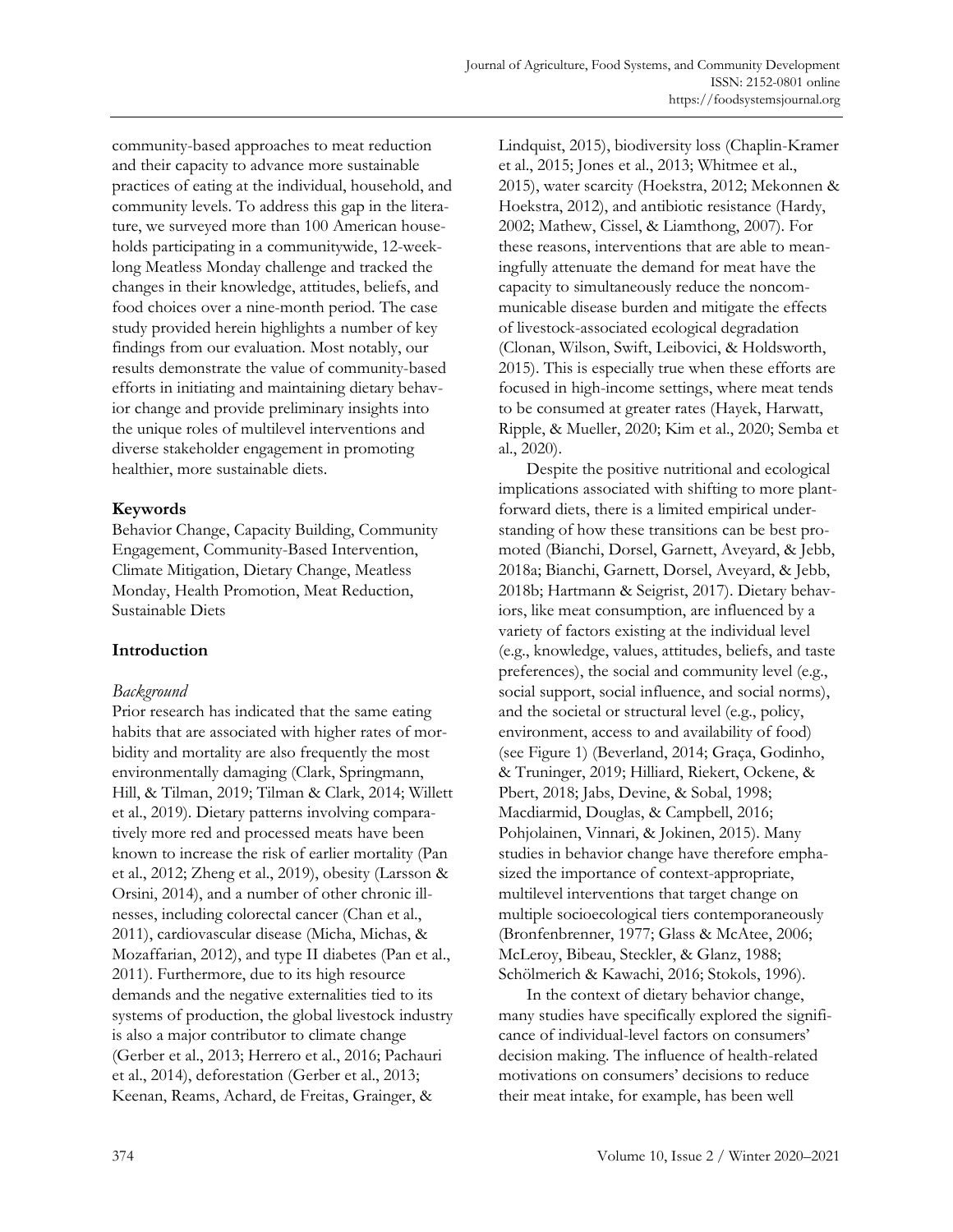community-based approaches to meat reduction and their capacity to advance more sustainable practices of eating at the individual, household, and community levels. To address this gap in the literature, we surveyed more than 100 American households participating in a communitywide, 12-week-long Meatless Monday challenge and tracked the changes in their knowledge, attitudes, beliefs, and food choices over a nine-month period. The case study provided herein highlights a number of key findings from our evaluation. Most notably, our results demonstrate the value of community-based efforts in initiating and maintaining dietary behavior change and provide preliminary insights into the unique roles of multilevel interventions and diverse stakeholder engagement in promoting healthier, more sustainable diets.

### Keywords

Behavior Change, Capacity Building, Community Engagement, Community-Based Intervention, Climate Mitigation, Dietary Change, Meatless Monday, Health Promotion, Meat Reduction, Sustainable Diets

## Introduction

### *Background*

Prior research has indicated that the same eating habits that are associated with higher rates of morbidity and mortality are also frequently the most environmentally damaging (Clark, Springmann, Hill, & Tilman, 2019; Tilman & Clark, 2014; Willett et al., 2019). Dietary patterns involving comparatively more red and processed meats have been known to increase the risk of earlier mortality (Pan et al., 2012; Zheng et al., 2019), obesity (Larsson & Orsini, 2014), and a number of other chronic illnesses, including colorectal cancer (Chan et al., 2011), cardiovascular disease (Micha, Michas, & Mozaffarian, 2012), and type II diabetes (Pan et al., 2011). Furthermore, due to its high resource demands and the negative externalities tied to its systems of production, the global livestock industry is also a major contributor to climate change (Gerber et al., 2013; Herrero et al., 2016; Pachauri et al., 2014), deforestation (Gerber et al., 2013; Keenan, Reams, Achard, de Freitas, Grainger, & Lindquist, 2015), biodiversity loss (Chaplin-Kramer et al., 2015; Jones et al., 2013; Whitmee et al., 2015), water scarcity (Hoekstra, 2012; Mekonnen & Hoekstra, 2012), and antibiotic resistance (Hardy, 2002; Mathew, Cissel, & Liamthong, 2007). For these reasons, interventions that are able to meaningfully attenuate the demand for meat have the capacity to simultaneously reduce the noncommunicable disease burden and mitigate the effects of livestock-associated ecological degradation (Clonan, Wilson, Swift, Leibovici, & Holdsworth, 2015). This is especially true when these efforts are focused in high-income settings, where meat tends to be consumed at greater rates (Hayek, Harwatt, Ripple, & Mueller, 2020; Kim et al., 2020; Semba et al., 2020).

Despite the positive nutritional and ecological implications associated with shifting to more plant-forward diets, there is a limited empirical understanding of how these transitions can be best promoted (Bianchi, Dorsel, Garnett, Aveyard, & Jebb, 2018a; Bianchi, Garnett, Dorsel, Aveyard, & Jebb, 2018b; Hartmann & Seigrist, 2017). Dietary behaviors, like meat consumption, are influenced by a variety of factors existing at the individual level (e.g., knowledge, values, attitudes, beliefs, and taste preferences), the social and community level (e.g., social support, social influence, and social norms), and the societal or structural level (e.g., policy, environment, access to and availability of food) (see Figure 1) (Beverland, 2014; Graça, Godinho, & Truninger, 2019; Hilliard, Riekert, Ockene, & Pbert, 2018; Jabs, Devine, & Sobal, 1998; Macdiarmid, Douglas, & Campbell, 2016; Pohjolainen, Vinnari, & Jokinen, 2015). Many studies in behavior change have therefore emphasized the importance of context-appropriate, multilevel interventions that target change on multiple socioecological tiers contemporaneously (Bronfenbrenner, 1977; Glass & McAtee, 2006; McLeroy, Bibeau, Steckler, & Glanz, 1988; Schölmerich & Kawachi, 2016; Stokols, 1996).

In the context of dietary behavior change, many studies have specifically explored the significance of individual-level factors on consumers' decision making. The influence of health-related motivations on consumers' decisions to reduce their meat intake, for example, has been well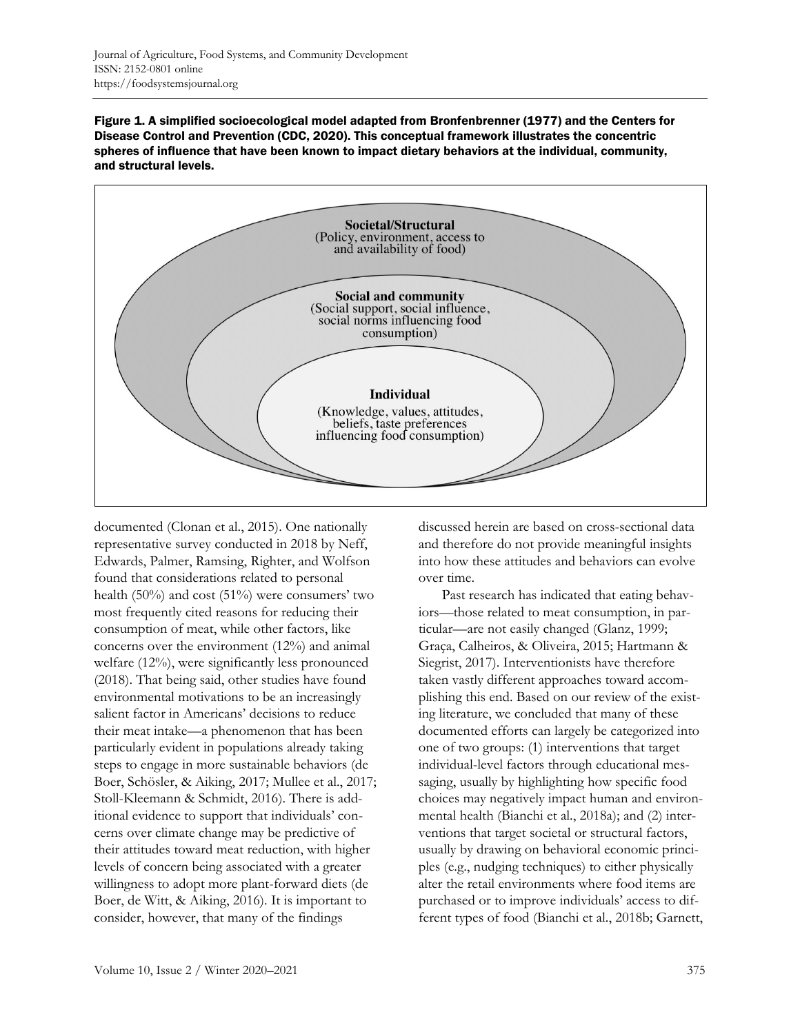**Figure 1. A simplified socioecological model adapted from Bronfenbrenner (1977) and the Centers for Disease Control and Prevention (CDC, 2020). This conceptual framework illustrates the concentric spheres of influence that have been known to impact dietary behaviors at the individual, community, and structural levels.**

**Societal/Structural**
(Policy, environment, access to and availability of food)

**Social and community**
(Social support, social influence, social norms influencing food consumption)

**Individual**
(Knowledge, values, attitudes, beliefs, taste preferences influencing food consumption)

documented (Clonan et al., 2015). One nationally representative survey conducted in 2018 by Neff, Edwards, Palmer, Ramsing, Righter, and Wolfson found that considerations related to personal health (50%) and cost (51%) were consumers' two most frequently cited reasons for reducing their consumption of meat, while other factors, like concerns over the environment (12%) and animal welfare (12%), were significantly less pronounced (2018). That being said, other studies have found environmental motivations to be an increasingly salient factor in Americans' decisions to reduce their meat intake—a phenomenon that has been particularly evident in populations already taking steps to engage in more sustainable behaviors (de Boer, Schösler, & Aiking, 2017; Mullee et al., 2017; Stoll-Kleemann & Schmidt, 2016). There is additional evidence to support that individuals' concerns over climate change may be predictive of their attitudes toward meat reduction, with higher levels of concern being associated with a greater willingness to adopt more plant-forward diets (de Boer, de Witt, & Aiking, 2016). It is important to consider, however, that many of the findings discussed herein are based on cross-sectional data and therefore do not provide meaningful insights into how these attitudes and behaviors can evolve over time.

Past research has indicated that eating behaviors—those related to meat consumption, in particular—are not easily changed (Glanz, 1999; Graça, Calheiros, & Oliveira, 2015; Hartmann & Siegrist, 2017). Interventionists have therefore taken vastly different approaches toward accomplishing this end. Based on our review of the existing literature, we concluded that many of these documented efforts can largely be categorized into one of two groups: (1) interventions that target individual-level factors through educational messaging, usually by highlighting how specific food choices may negatively impact human and environmental health (Bianchi et al., 2018a); and (2) interventions that target societal or structural factors, usually by drawing on behavioral economic principles (e.g., nudging techniques) to either physically alter the retail environments where food items are purchased or to improve individuals' access to different types of food (Bianchi et al., 2018b; Garnett,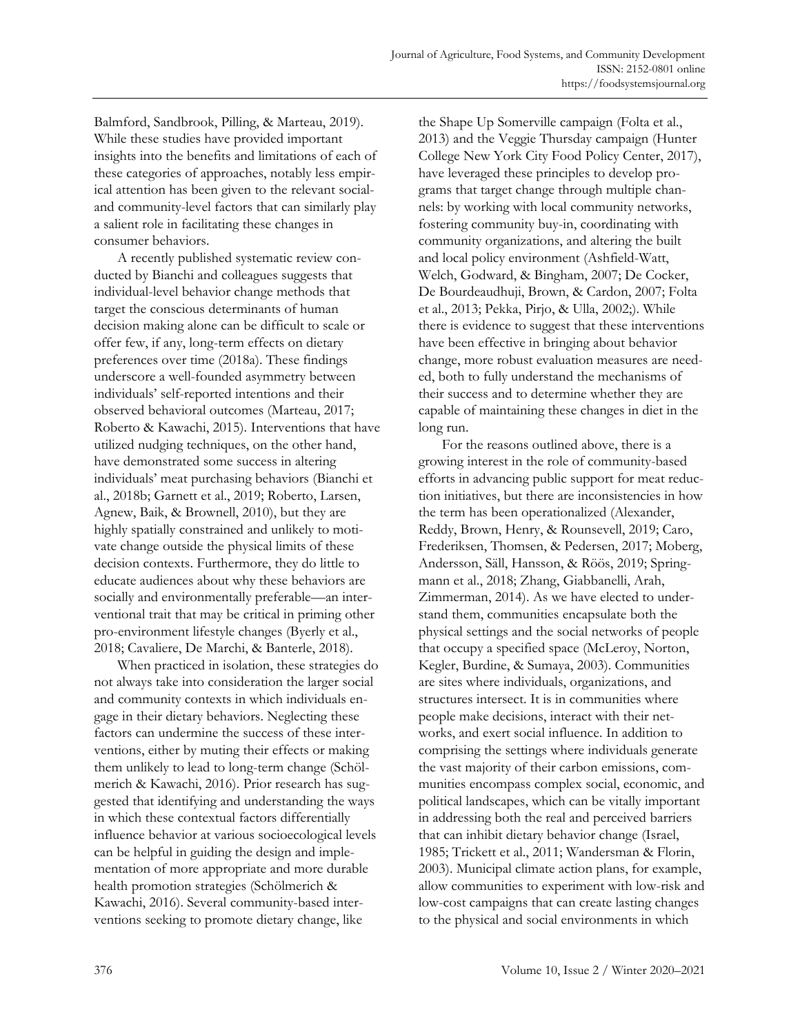Balmford, Sandbrook, Pilling, & Marteau, 2019). While these studies have provided important insights into the benefits and limitations of each of these categories of approaches, notably less empirical attention has been given to the relevant social- and community-level factors that can similarly play a salient role in facilitating these changes in consumer behaviors.

A recently published systematic review conducted by Bianchi and colleagues suggests that individual-level behavior change methods that target the conscious determinants of human decision making alone can be difficult to scale or offer few, if any, long-term effects on dietary preferences over time (2018a). These findings underscore a well-founded asymmetry between individuals' self-reported intentions and their observed behavioral outcomes (Marteau, 2017; Roberto & Kawachi, 2015). Interventions that have utilized nudging techniques, on the other hand, have demonstrated some success in altering individuals' meat purchasing behaviors (Bianchi et al., 2018b; Garnett et al., 2019; Roberto, Larsen, Agnew, Baik, & Brownell, 2010), but they are highly spatially constrained and unlikely to motivate change outside the physical limits of these decision contexts. Furthermore, they do little to educate audiences about why these behaviors are socially and environmentally preferable—an interventional trait that may be critical in priming other pro-environment lifestyle changes (Byerly et al., 2018; Cavaliere, De Marchi, & Banterle, 2018).

When practiced in isolation, these strategies do not always take into consideration the larger social and community contexts in which individuals engage in their dietary behaviors. Neglecting these factors can undermine the success of these interventions, either by muting their effects or making them unlikely to lead to long-term change (Schölmerich & Kawachi, 2016). Prior research has suggested that identifying and understanding the ways in which these contextual factors differentially influence behavior at various socioecological levels can be helpful in guiding the design and implementation of more appropriate and more durable health promotion strategies (Schölmerich & Kawachi, 2016). Several community-based interventions seeking to promote dietary change, like the Shape Up Somerville campaign (Folta et al., 2013) and the Veggie Thursday campaign (Hunter College New York City Food Policy Center, 2017), have leveraged these principles to develop programs that target change through multiple channels: by working with local community networks, fostering community buy-in, coordinating with community organizations, and altering the built and local policy environment (Ashfield-Watt, Welch, Godward, & Bingham, 2007; De Cocker, De Bourdeaudhuji, Brown, & Cardon, 2007; Folta et al., 2013; Pekka, Pirjo, & Ulla, 2002;). While there is evidence to suggest that these interventions have been effective in bringing about behavior change, more robust evaluation measures are needed, both to fully understand the mechanisms of their success and to determine whether they are capable of maintaining these changes in diet in the long run.

For the reasons outlined above, there is a growing interest in the role of community-based efforts in advancing public support for meat reduction initiatives, but there are inconsistencies in how the term has been operationalized (Alexander, Reddy, Brown, Henry, & Rounsevell, 2019; Caro, Frederiksen, Thomsen, & Pedersen, 2017; Moberg, Andersson, Säll, Hansson, & Röös, 2019; Springmann et al., 2018; Zhang, Giabbanelli, Arah, Zimmerman, 2014). As we have elected to understand them, communities encapsulate both the physical settings and the social networks of people that occupy a specified space (McLeroy, Norton, Kegler, Burdine, & Sumaya, 2003). Communities are sites where individuals, organizations, and structures intersect. It is in communities where people make decisions, interact with their networks, and exert social influence. In addition to comprising the settings where individuals generate the vast majority of their carbon emissions, communities encompass complex social, economic, and political landscapes, which can be vitally important in addressing both the real and perceived barriers that can inhibit dietary behavior change (Israel, 1985; Trickett et al., 2011; Wandersman & Florin, 2003). Municipal climate action plans, for example, allow communities to experiment with low-risk and low-cost campaigns that can create lasting changes to the physical and social environments in which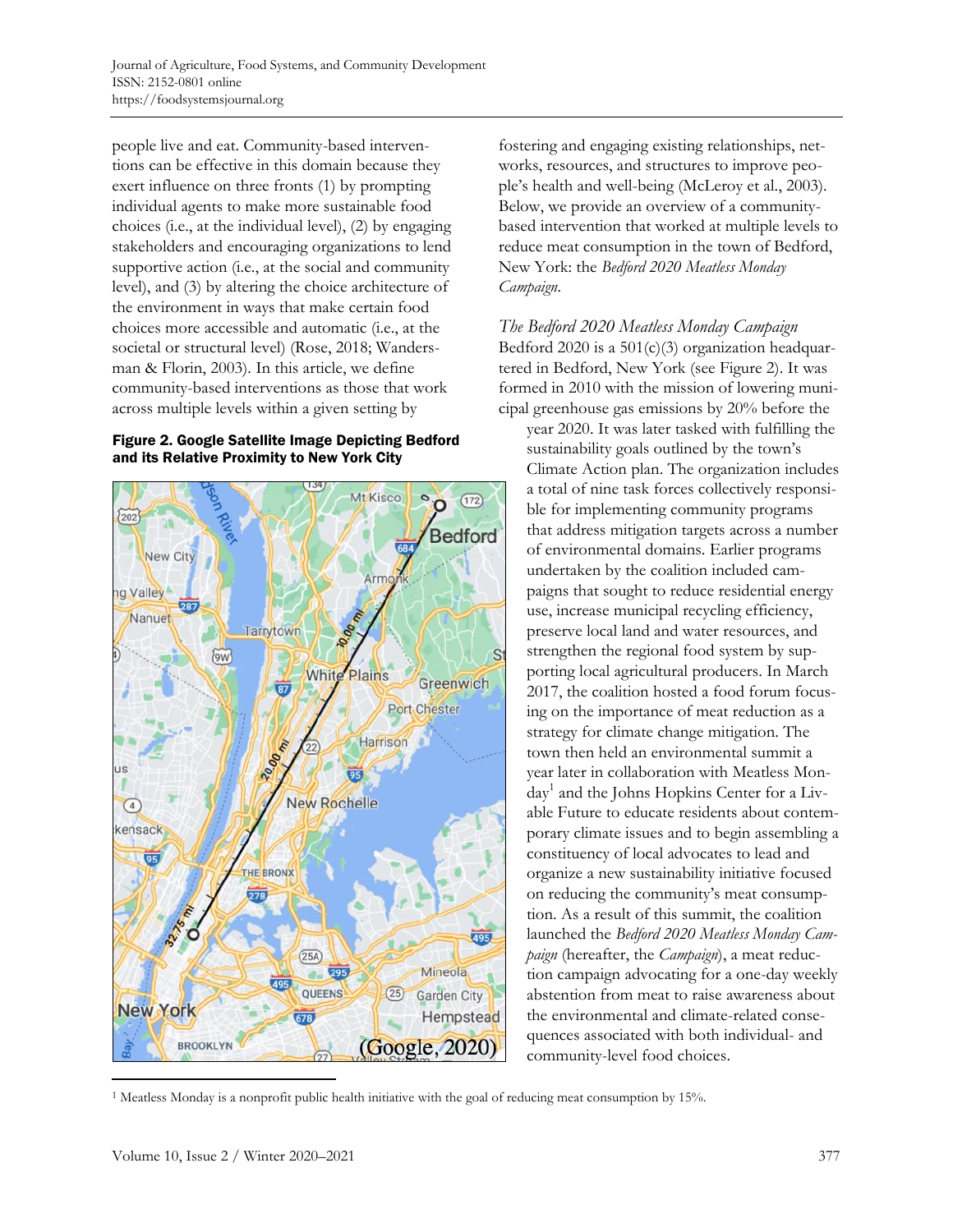people live and eat. Community-based interventions can be effective in this domain because they exert influence on three fronts (1) by prompting individual agents to make more sustainable food choices (i.e., at the individual level), (2) by engaging stakeholders and encouraging organizations to lend supportive action (i.e., at the social and community level), and (3) by altering the choice architecture of the environment in ways that make certain food choices more accessible and automatic (i.e., at the societal or structural level) (Rose, 2018; Wandersman & Florin, 2003). In this article, we define community-based interventions as those that work across multiple levels within a given setting by fostering and engaging existing relationships, networks, resources, and structures to improve people's health and well-being (McLeroy et al., 2003). Below, we provide an overview of a community-based intervention that worked at multiple levels to reduce meat consumption in the town of Bedford, New York: the *Bedford 2020 Meatless Monday Campaign*.

**Figure 2. Google Satellite Image Depicting Bedford and its Relative Proximity to New York City**

### *The Bedford 2020 Meatless Monday Campaign*

Bedford 2020 is a 501(c)(3) organization headquartered in Bedford, New York (see Figure 2). It was formed in 2010 with the mission of lowering municipal greenhouse gas emissions by 20% before the year 2020. It was later tasked with fulfilling the sustainability goals outlined by the town's Climate Action plan. The organization includes a total of nine task forces collectively responsible for implementing community programs that address mitigation targets across a number of environmental domains. Earlier programs undertaken by the coalition included campaigns that sought to reduce residential energy use, increase municipal recycling efficiency, preserve local land and water resources, and strengthen the regional food system by supporting local agricultural producers. In March 2017, the coalition hosted a food forum focusing on the importance of meat reduction as a strategy for climate change mitigation. The town then held an environmental summit a year later in collaboration with Meatless Monday[1] and the Johns Hopkins Center for a Livable Future to educate residents about contemporary climate issues and to begin assembling a constituency of local advocates to lead and organize a new sustainability initiative focused on reducing the community's meat consumption. As a result of this summit, the coalition launched the *Bedford 2020 Meatless Monday Campaign* (hereafter, the *Campaign*), a meat reduction campaign advocating for a one-day weekly abstention from meat to raise awareness about the environmental and climate-related consequences associated with both individual- and community-level food choices.

[1] Meatless Monday is a nonprofit public health initiative with the goal of reducing meat consumption by 15%.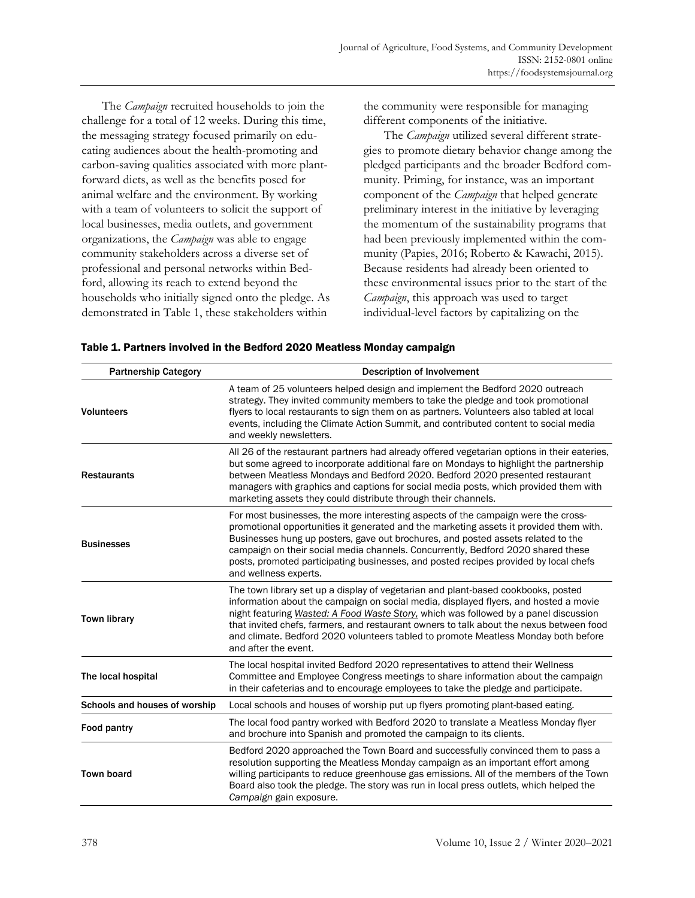The *Campaign* recruited households to join the challenge for a total of 12 weeks. During this time, the messaging strategy focused primarily on educating audiences about the health-promoting and carbon-saving qualities associated with more plant-forward diets, as well as the benefits posed for animal welfare and the environment. By working with a team of volunteers to solicit the support of local businesses, media outlets, and government organizations, the *Campaign* was able to engage community stakeholders across a diverse set of professional and personal networks within Bedford, allowing its reach to extend beyond the households who initially signed onto the pledge. As demonstrated in Table 1, these stakeholders within the community were responsible for managing different components of the initiative.

The *Campaign* utilized several different strategies to promote dietary behavior change among the pledged participants and the broader Bedford community. Priming, for instance, was an important component of the *Campaign* that helped generate preliminary interest in the initiative by leveraging the momentum of the sustainability programs that had been previously implemented within the community (Papies, 2016; Roberto & Kawachi, 2015). Because residents had already been oriented to these environmental issues prior to the start of the *Campaign*, this approach was used to target individual-level factors by capitalizing on the

**Table 1. Partners involved in the Bedford 2020 Meatless Monday campaign**

| Partnership Category | Description of Involvement |
|---|---|
| **Volunteers** | A team of 25 volunteers helped design and implement the Bedford 2020 outreach strategy. They invited community members to take the pledge and took promotional flyers to local restaurants to sign them on as partners. Volunteers also tabled at local events, including the Climate Action Summit, and contributed content to social media and weekly newsletters. |
| **Restaurants** | All 26 of the restaurant partners had already offered vegetarian options in their eateries, but some agreed to incorporate additional fare on Mondays to highlight the partnership between Meatless Mondays and Bedford 2020. Bedford 2020 presented restaurant managers with graphics and captions for social media posts, which provided them with marketing assets they could distribute through their channels. |
| **Businesses** | For most businesses, the more interesting aspects of the campaign were the cross-promotional opportunities it generated and the marketing assets it provided them with. Businesses hung up posters, gave out brochures, and posted assets related to the campaign on their social media channels. Concurrently, Bedford 2020 shared these posts, promoted participating businesses, and posted recipes provided by local chefs and wellness experts. |
| **Town library** | The town library set up a display of vegetarian and plant-based cookbooks, posted information about the campaign on social media, displayed flyers, and hosted a movie night featuring *Wasted: A Food Waste Story*, which was followed by a panel discussion that invited chefs, farmers, and restaurant owners to talk about the nexus between food and climate. Bedford 2020 volunteers tabled to promote Meatless Monday both before and after the event. |
| **The local hospital** | The local hospital invited Bedford 2020 representatives to attend their Wellness Committee and Employee Congress meetings to share information about the campaign in their cafeterias and to encourage employees to take the pledge and participate. |
| **Schools and houses of worship** | Local schools and houses of worship put up flyers promoting plant-based eating. |
| **Food pantry** | The local food pantry worked with Bedford 2020 to translate a Meatless Monday flyer and brochure into Spanish and promoted the campaign to its clients. |
| **Town board** | Bedford 2020 approached the Town Board and successfully convinced them to pass a resolution supporting the Meatless Monday campaign as an important effort among willing participants to reduce greenhouse gas emissions. All of the members of the Town Board also took the pledge. The story was run in local press outlets, which helped the *Campaign* gain exposure. |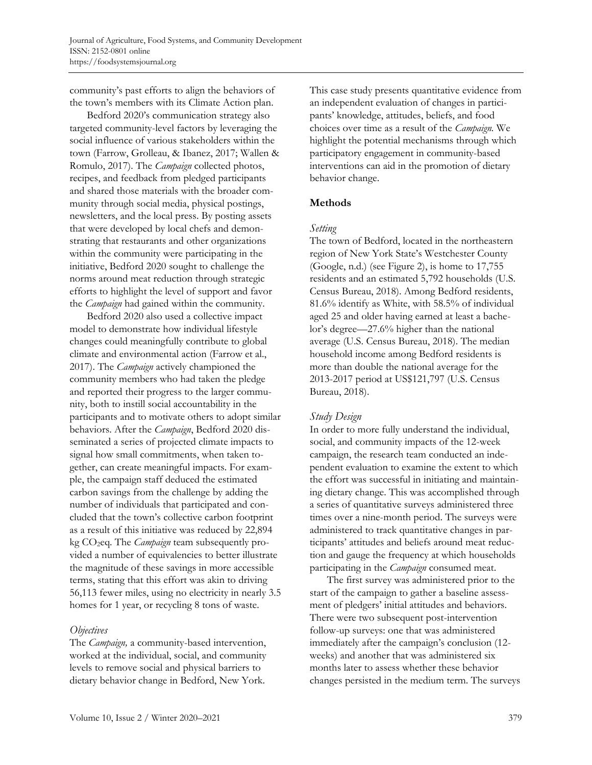community's past efforts to align the behaviors of the town's members with its Climate Action plan.

Bedford 2020's communication strategy also targeted community-level factors by leveraging the social influence of various stakeholders within the town (Farrow, Grolleau, & Ibanez, 2017; Wallen & Romulo, 2017). The *Campaign* collected photos, recipes, and feedback from pledged participants and shared those materials with the broader community through social media, physical postings, newsletters, and the local press. By posting assets that were developed by local chefs and demonstrating that restaurants and other organizations within the community were participating in the initiative, Bedford 2020 sought to challenge the norms around meat reduction through strategic efforts to highlight the level of support and favor the *Campaign* had gained within the community.

Bedford 2020 also used a collective impact model to demonstrate how individual lifestyle changes could meaningfully contribute to global climate and environmental action (Farrow et al., 2017). The *Campaign* actively championed the community members who had taken the pledge and reported their progress to the larger community, both to instill social accountability in the participants and to motivate others to adopt similar behaviors. After the *Campaign*, Bedford 2020 disseminated a series of projected climate impacts to signal how small commitments, when taken together, can create meaningful impacts. For example, the campaign staff deduced the estimated carbon savings from the challenge by adding the number of individuals that participated and concluded that the town's collective carbon footprint as a result of this initiative was reduced by 22,894 kg $CO_2$eq. The *Campaign* team subsequently provided a number of equivalencies to better illustrate the magnitude of these savings in more accessible terms, stating that this effort was akin to driving 56,113 fewer miles, using no electricity in nearly 3.5 homes for 1 year, or recycling 8 tons of waste.

### *Objectives*

The *Campaign,* a community-based intervention, worked at the individual, social, and community levels to remove social and physical barriers to dietary behavior change in Bedford, New York. This case study presents quantitative evidence from an independent evaluation of changes in participants' knowledge, attitudes, beliefs, and food choices over time as a result of the *Campaign.* We highlight the potential mechanisms through which participatory engagement in community-based interventions can aid in the promotion of dietary behavior change.

## Methods

### *Setting*

The town of Bedford, located in the northeastern region of New York State's Westchester County (Google, n.d.) (see Figure 2), is home to 17,755 residents and an estimated 5,792 households (U.S. Census Bureau, 2018). Among Bedford residents, 81.6% identify as White, with 58.5% of individual aged 25 and older having earned at least a bachelor's degree—27.6% higher than the national average (U.S. Census Bureau, 2018). The median household income among Bedford residents is more than double the national average for the 2013-2017 period at US$121,797 (U.S. Census Bureau, 2018).

### *Study Design*

In order to more fully understand the individual, social, and community impacts of the 12-week campaign, the research team conducted an independent evaluation to examine the extent to which the effort was successful in initiating and maintaining dietary change. This was accomplished through a series of quantitative surveys administered three times over a nine-month period. The surveys were administered to track quantitative changes in participants' attitudes and beliefs around meat reduction and gauge the frequency at which households participating in the *Campaign* consumed meat.

The first survey was administered prior to the start of the campaign to gather a baseline assessment of pledgers' initial attitudes and behaviors. There were two subsequent post-intervention follow-up surveys: one that was administered immediately after the campaign's conclusion (12-weeks) and another that was administered six months later to assess whether these behavior changes persisted in the medium term. The surveys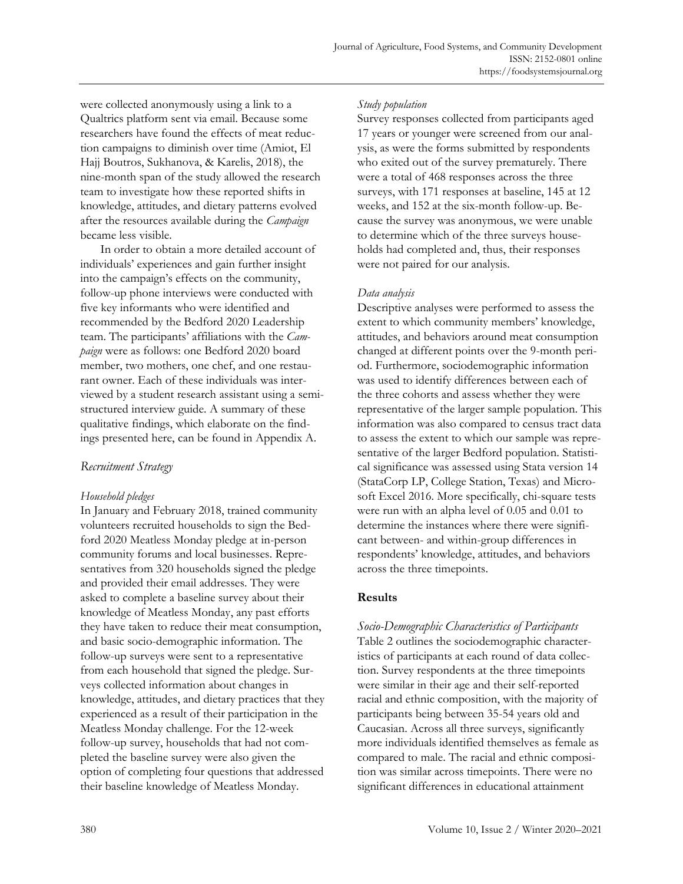were collected anonymously using a link to a Qualtrics platform sent via email. Because some researchers have found the effects of meat reduction campaigns to diminish over time (Amiot, El Hajj Boutros, Sukhanova, & Karelis, 2018), the nine-month span of the study allowed the research team to investigate how these reported shifts in knowledge, attitudes, and dietary patterns evolved after the resources available during the *Campaign* became less visible.

In order to obtain a more detailed account of individuals' experiences and gain further insight into the campaign's effects on the community, follow-up phone interviews were conducted with five key informants who were identified and recommended by the Bedford 2020 Leadership team. The participants' affiliations with the *Campaign* were as follows: one Bedford 2020 board member, two mothers, one chef, and one restaurant owner. Each of these individuals was interviewed by a student research assistant using a semi-structured interview guide. A summary of these qualitative findings, which elaborate on the findings presented here, can be found in Appendix A.

### *Recruitment Strategy*

#### *Household pledges*

In January and February 2018, trained community volunteers recruited households to sign the Bedford 2020 Meatless Monday pledge at in-person community forums and local businesses. Representatives from 320 households signed the pledge and provided their email addresses. They were asked to complete a baseline survey about their knowledge of Meatless Monday, any past efforts they have taken to reduce their meat consumption, and basic socio-demographic information. The follow-up surveys were sent to a representative from each household that signed the pledge. Surveys collected information about changes in knowledge, attitudes, and dietary practices that they experienced as a result of their participation in the Meatless Monday challenge. For the 12-week follow-up survey, households that had not completed the baseline survey were also given the option of completing four questions that addressed their baseline knowledge of Meatless Monday.

#### *Study population*

Survey responses collected from participants aged 17 years or younger were screened from our analysis, as were the forms submitted by respondents who exited out of the survey prematurely. There were a total of 468 responses across the three surveys, with 171 responses at baseline, 145 at 12 weeks, and 152 at the six-month follow-up. Because the survey was anonymous, we were unable to determine which of the three surveys households had completed and, thus, their responses were not paired for our analysis.

#### *Data analysis*

Descriptive analyses were performed to assess the extent to which community members' knowledge, attitudes, and behaviors around meat consumption changed at different points over the 9-month period. Furthermore, sociodemographic information was used to identify differences between each of the three cohorts and assess whether they were representative of the larger sample population. This information was also compared to census tract data to assess the extent to which our sample was representative of the larger Bedford population. Statistical significance was assessed using Stata version 14 (StataCorp LP, College Station, Texas) and Microsoft Excel 2016. More specifically, chi-square tests were run with an alpha level of 0.05 and 0.01 to determine the instances where there were significant between- and within-group differences in respondents' knowledge, attitudes, and behaviors across the three timepoints.

## **Results**

### *Socio-Demographic Characteristics of Participants*

Table 2 outlines the sociodemographic characteristics of participants at each round of data collection. Survey respondents at the three timepoints were similar in their age and their self-reported racial and ethnic composition, with the majority of participants being between 35-54 years old and Caucasian. Across all three surveys, significantly more individuals identified themselves as female as compared to male. The racial and ethnic composition was similar across timepoints. There were no significant differences in educational attainment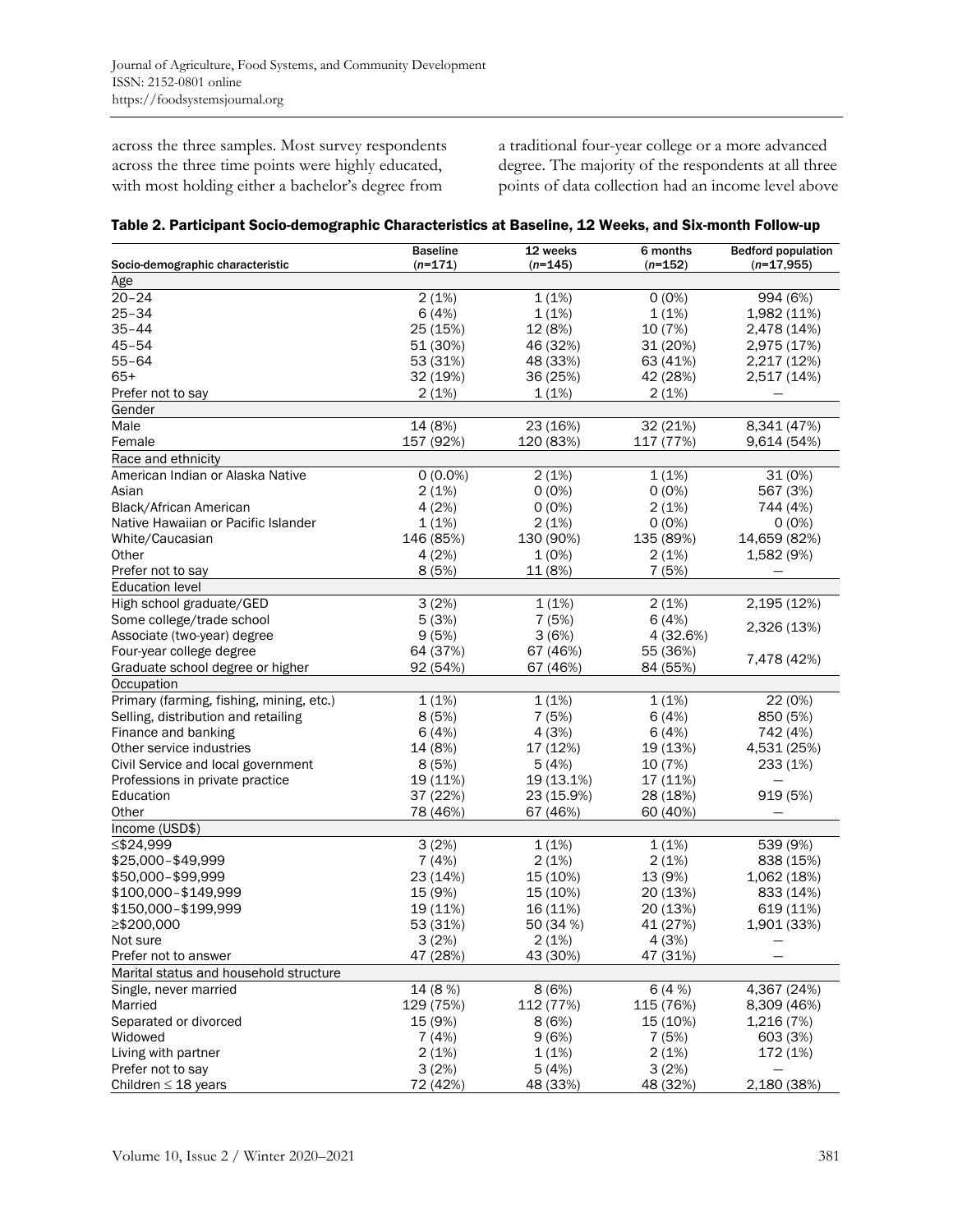across the three samples. Most survey respondents across the three time points were highly educated, with most holding either a bachelor's degree from a traditional four-year college or a more advanced degree. The majority of the respondents at all three points of data collection had an income level above

**Table 2. Participant Socio-demographic Characteristics at Baseline, 12 Weeks, and Six-month Follow-up**

| Socio-demographic characteristic | Baseline (*n*=171) | 12 weeks (*n*=145) | 6 months (*n*=152) | Bedford population (*n*=17,955) |
|---|---|---|---|---|
| **Age** | | | | |
| 20–24 | 2 (1%) | 1 (1%) | 0 (0%) | 994 (6%) |
| 25–34 | 6 (4%) | 1 (1%) | 1 (1%) | 1,982 (11%) |
| 35–44 | 25 (15%) | 12 (8%) | 10 (7%) | 2,478 (14%) |
| 45–54 | 51 (30%) | 46 (32%) | 31 (20%) | 2,975 (17%) |
| 55–64 | 53 (31%) | 48 (33%) | 63 (41%) | 2,217 (12%) |
| 65+ | 32 (19%) | 36 (25%) | 42 (28%) | 2,517 (14%) |
| Prefer not to say | 2 (1%) | 1 (1%) | 2 (1%) | — |
| **Gender** | | | | |
| Male | 14 (8%) | 23 (16%) | 32 (21%) | 8,341 (47%) |
| Female | 157 (92%) | 120 (83%) | 117 (77%) | 9,614 (54%) |
| **Race and ethnicity** | | | | |
| American Indian or Alaska Native | 0 (0.0%) | 2 (1%) | 1 (1%) | 31 (0%) |
| Asian | 2 (1%) | 0 (0%) | 0 (0%) | 567 (3%) |
| Black/African American | 4 (2%) | 0 (0%) | 2 (1%) | 744 (4%) |
| Native Hawaiian or Pacific Islander | 1 (1%) | 2 (1%) | 0 (0%) | 0 (0%) |
| White/Caucasian | 146 (85%) | 130 (90%) | 135 (89%) | 14,659 (82%) |
| Other | 4 (2%) | 1 (0%) | 2 (1%) | 1,582 (9%) |
| Prefer not to say | 8 (5%) | 11 (8%) | 7 (5%) | — |
| **Education level** | | | | |
| High school graduate/GED | 3 (2%) | 1 (1%) | 2 (1%) | 2,195 (12%) |
| Some college/trade school | 5 (3%) | 7 (5%) | 6 (4%) | 2,326 (13%) |
| Associate (two-year) degree | 9 (5%) | 3 (6%) | 4 (32.6%) | |
| Four-year college degree | 64 (37%) | 67 (46%) | 55 (36%) | 7,478 (42%) |
| Graduate school degree or higher | 92 (54%) | 67 (46%) | 84 (55%) | |
| **Occupation** | | | | |
| Primary (farming, fishing, mining, etc.) | 1 (1%) | 1 (1%) | 1 (1%) | 22 (0%) |
| Selling, distribution and retailing | 8 (5%) | 7 (5%) | 6 (4%) | 850 (5%) |
| Finance and banking | 6 (4%) | 4 (3%) | 6 (4%) | 742 (4%) |
| Other service industries | 14 (8%) | 17 (12%) | 19 (13%) | 4,531 (25%) |
| Civil Service and local government | 8 (5%) | 5 (4%) | 10 (7%) | 233 (1%) |
| Professions in private practice | 19 (11%) | 19 (13.1%) | 17 (11%) | — |
| Education | 37 (22%) | 23 (15.9%) | 28 (18%) | 919 (5%) |
| Other | 78 (46%) | 67 (46%) | 60 (40%) | — |
| **Income (USD$)** | | | | |
| ≤$24,999 | 3 (2%) | 1 (1%) | 1 (1%) | 539 (9%) |
| $25,000–$49,999 | 7 (4%) | 2 (1%) | 2 (1%) | 838 (15%) |
| $50,000–$99,999 | 23 (14%) | 15 (10%) | 13 (9%) | 1,062 (18%) |
| $100,000–$149,999 | 15 (9%) | 15 (10%) | 20 (13%) | 833 (14%) |
| $150,000–$199,999 | 19 (11%) | 16 (11%) | 20 (13%) | 619 (11%) |
| ≥$200,000 | 53 (31%) | 50 (34 %) | 41 (27%) | 1,901 (33%) |
| Not sure | 3 (2%) | 2 (1%) | 4 (3%) | — |
| Prefer not to answer | 47 (28%) | 43 (30%) | 47 (31%) | — |
| **Marital status and household structure** | | | | |
| Single, never married | 14 (8 %) | 8 (6%) | 6 (4 %) | 4,367 (24%) |
| Married | 129 (75%) | 112 (77%) | 115 (76%) | 8,309 (46%) |
| Separated or divorced | 15 (9%) | 8 (6%) | 15 (10%) | 1,216 (7%) |
| Widowed | 7 (4%) | 9 (6%) | 7 (5%) | 603 (3%) |
| Living with partner | 2 (1%) | 1 (1%) | 2 (1%) | 172 (1%) |
| Prefer not to say | 3 (2%) | 5 (4%) | 3 (2%) | — |
| Children ≤ 18 years | 72 (42%) | 48 (33%) | 48 (32%) | 2,180 (38%) |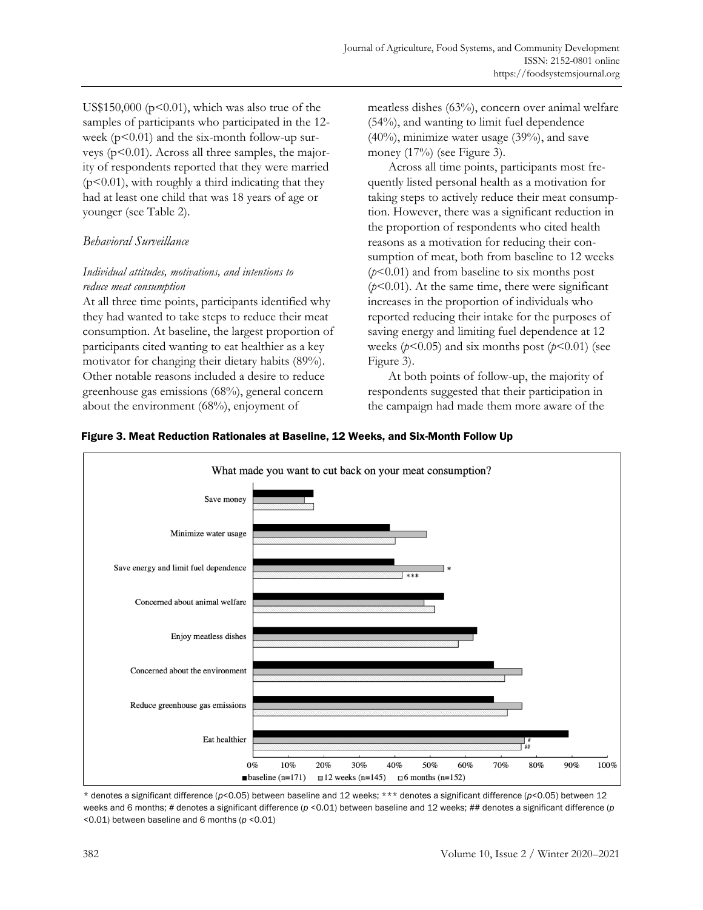US$150,000 ($p<0.01$), which was also true of the samples of participants who participated in the 12-week ($p<0.01$) and the six-month follow-up surveys ($p<0.01$). Across all three samples, the majority of respondents reported that they were married ($p<0.01$), with roughly a third indicating that they had at least one child that was 18 years of age or younger (see Table 2).

### *Behavioral Surveillance*

#### *Individual attitudes, motivations, and intentions to reduce meat consumption*

At all three time points, participants identified why they had wanted to take steps to reduce their meat consumption. At baseline, the largest proportion of participants cited wanting to eat healthier as a key motivator for changing their dietary habits (89%). Other notable reasons included a desire to reduce greenhouse gas emissions (68%), general concern about the environment (68%), enjoyment of meatless dishes (63%), concern over animal welfare (54%), and wanting to limit fuel dependence (40%), minimize water usage (39%), and save money (17%) (see Figure 3).

Across all time points, participants most frequently listed personal health as a motivation for taking steps to actively reduce their meat consumption. However, there was a significant reduction in the proportion of respondents who cited health reasons as a motivation for reducing their consumption of meat, both from baseline to 12 weeks ($p<0.01$) and from baseline to six months post ($p<0.01$). At the same time, there were significant increases in the proportion of individuals who reported reducing their intake for the purposes of saving energy and limiting fuel dependence at 12 weeks ($p<0.05$) and six months post ($p<0.01$) (see Figure 3).

At both points of follow-up, the majority of respondents suggested that their participation in the campaign had made them more aware of the

**Figure 3. Meat Reduction Rationales at Baseline, 12 Weeks, and Six-Month Follow Up**

\* denotes a significant difference ($p<0.05$) between baseline and 12 weeks; \*\*\* denotes a significant difference ($p<0.05$) between 12 weeks and 6 months; # denotes a significant difference ($p<0.01$) between baseline and 12 weeks; ## denotes a significant difference ($p<0.01$) between baseline and 6 months ($p<0.01$)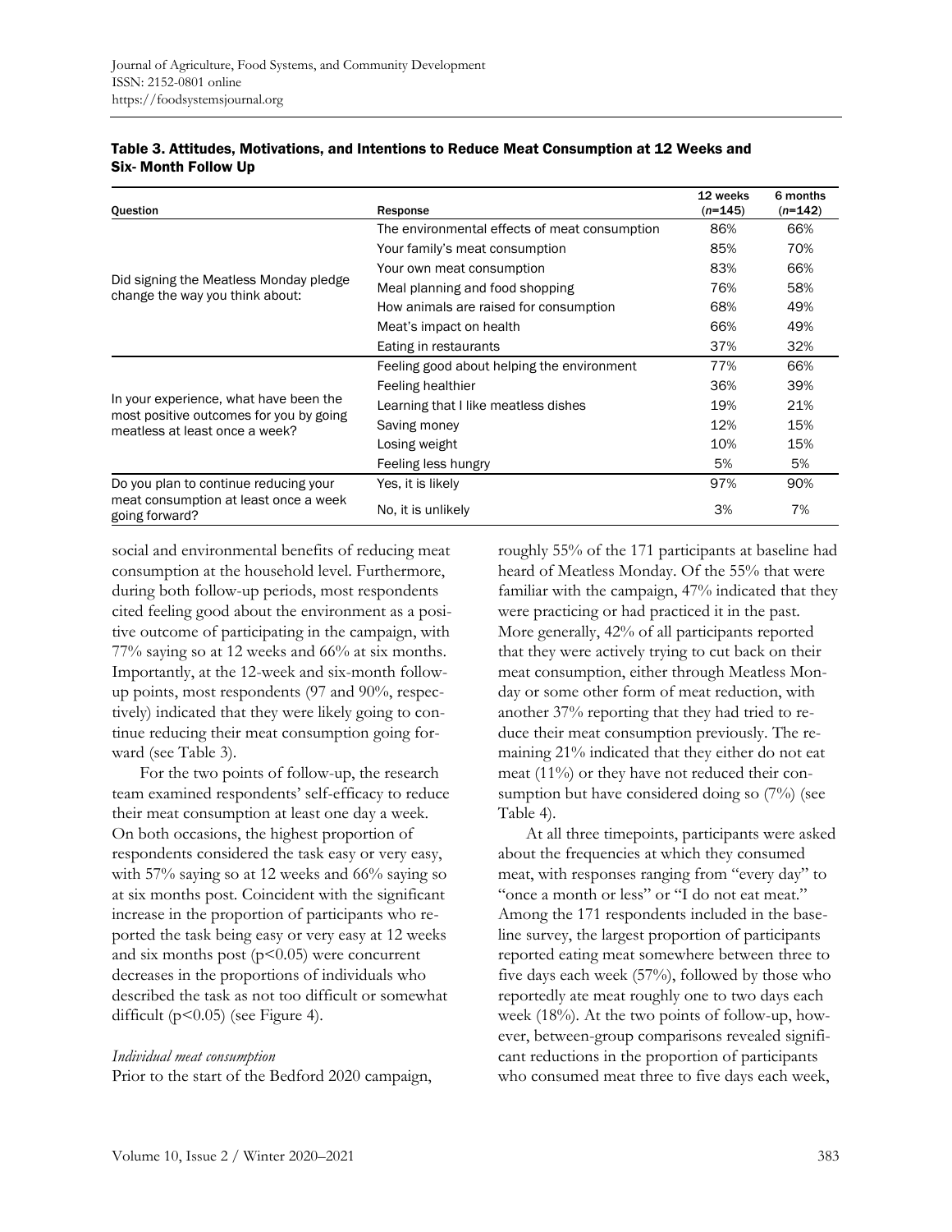**Table 3. Attitudes, Motivations, and Intentions to Reduce Meat Consumption at 12 Weeks and Six- Month Follow Up**

| Question | Response | 12 weeks (*n*=145) | 6 months (*n*=142) |
|---|---|---|---|
| Did signing the Meatless Monday pledge change the way you think about: | The environmental effects of meat consumption | 86% | 66% |
| | Your family's meat consumption | 85% | 70% |
| | Your own meat consumption | 83% | 66% |
| | Meal planning and food shopping | 76% | 58% |
| | How animals are raised for consumption | 68% | 49% |
| | Meat's impact on health | 66% | 49% |
| | Eating in restaurants | 37% | 32% |
| In your experience, what have been the most positive outcomes for you by going meatless at least once a week? | Feeling good about helping the environment | 77% | 66% |
| | Feeling healthier | 36% | 39% |
| | Learning that I like meatless dishes | 19% | 21% |
| | Saving money | 12% | 15% |
| | Losing weight | 10% | 15% |
| | Feeling less hungry | 5% | 5% |
| Do you plan to continue reducing your meat consumption at least once a week going forward? | Yes, it is likely | 97% | 90% |
| | No, it is unlikely | 3% | 7% |

social and environmental benefits of reducing meat consumption at the household level. Furthermore, during both follow-up periods, most respondents cited feeling good about the environment as a positive outcome of participating in the campaign, with 77% saying so at 12 weeks and 66% at six months. Importantly, at the 12-week and six-month follow-up points, most respondents (97 and 90%, respectively) indicated that they were likely going to continue reducing their meat consumption going forward (see Table 3).

For the two points of follow-up, the research team examined respondents' self-efficacy to reduce their meat consumption at least one day a week. On both occasions, the highest proportion of respondents considered the task easy or very easy, with 57% saying so at 12 weeks and 66% saying so at six months post. Coincident with the significant increase in the proportion of participants who reported the task being easy or very easy at 12 weeks and six months post ($p<0.05$) were concurrent decreases in the proportions of individuals who described the task as not too difficult or somewhat difficult ($p<0.05$) (see Figure 4).

*Individual meat consumption*

Prior to the start of the Bedford 2020 campaign, roughly 55% of the 171 participants at baseline had heard of Meatless Monday. Of the 55% that were familiar with the campaign, 47% indicated that they were practicing or had practiced it in the past. More generally, 42% of all participants reported that they were actively trying to cut back on their meat consumption, either through Meatless Monday or some other form of meat reduction, with another 37% reporting that they had tried to reduce their meat consumption previously. The remaining 21% indicated that they either do not eat meat (11%) or they have not reduced their consumption but have considered doing so (7%) (see Table 4).

At all three timepoints, participants were asked about the frequencies at which they consumed meat, with responses ranging from "every day" to "once a month or less" or "I do not eat meat." Among the 171 respondents included in the baseline survey, the largest proportion of participants reported eating meat somewhere between three to five days each week (57%), followed by those who reportedly ate meat roughly one to two days each week (18%). At the two points of follow-up, however, between-group comparisons revealed significant reductions in the proportion of participants who consumed meat three to five days each week,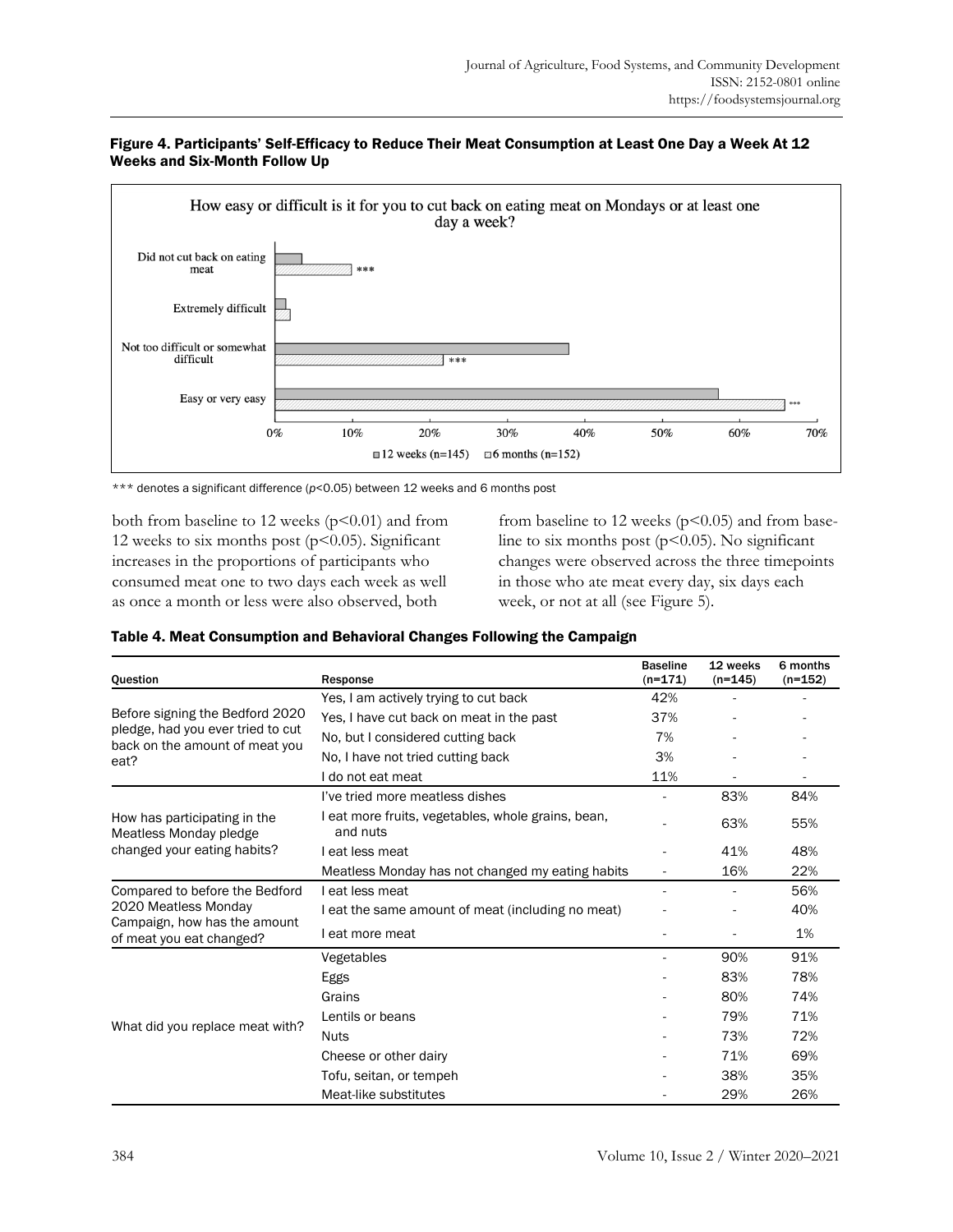#### Figure 4. Participants' Self-Efficacy to Reduce Their Meat Consumption at Least One Day a Week At 12 Weeks and Six-Month Follow Up

*** denotes a significant difference ($p$<0.05) between 12 weeks and 6 months post

both from baseline to 12 weeks ($p<0.01$) and from 12 weeks to six months post ($p<0.05$). Significant increases in the proportions of participants who consumed meat one to two days each week as well as once a month or less were also observed, both from baseline to 12 weeks ($p<0.05$) and from baseline to six months post ($p<0.05$). No significant changes were observed across the three timepoints in those who ate meat every day, six days each week, or not at all (see Figure 5).

#### Table 4. Meat Consumption and Behavioral Changes Following the Campaign

| Question | Response | Baseline (n=171) | 12 weeks (n=145) | 6 months (n=152) |
|---|---|---|---|---|
| Before signing the Bedford 2020 pledge, had you ever tried to cut back on the amount of meat you eat? | Yes, I am actively trying to cut back | 42% | - | - |
| | Yes, I have cut back on meat in the past | 37% | - | - |
| | No, but I considered cutting back | 7% | - | - |
| | No, I have not tried cutting back | 3% | - | - |
| | I do not eat meat | 11% | - | - |
| How has participating in the Meatless Monday pledge changed your eating habits? | I've tried more meatless dishes | - | 83% | 84% |
| | I eat more fruits, vegetables, whole grains, bean, and nuts | - | 63% | 55% |
| | I eat less meat | - | 41% | 48% |
| | Meatless Monday has not changed my eating habits | - | 16% | 22% |
| Compared to before the Bedford 2020 Meatless Monday Campaign, how has the amount of meat you eat changed? | I eat less meat | - | - | 56% |
| | I eat the same amount of meat (including no meat) | - | - | 40% |
| | I eat more meat | - | - | 1% |
| What did you replace meat with? | Vegetables | - | 90% | 91% |
| | Eggs | - | 83% | 78% |
| | Grains | - | 80% | 74% |
| | Lentils or beans | - | 79% | 71% |
| | Nuts | - | 73% | 72% |
| | Cheese or other dairy | - | 71% | 69% |
| | Tofu, seitan, or tempeh | - | 38% | 35% |
| | Meat-like substitutes | - | 29% | 26% |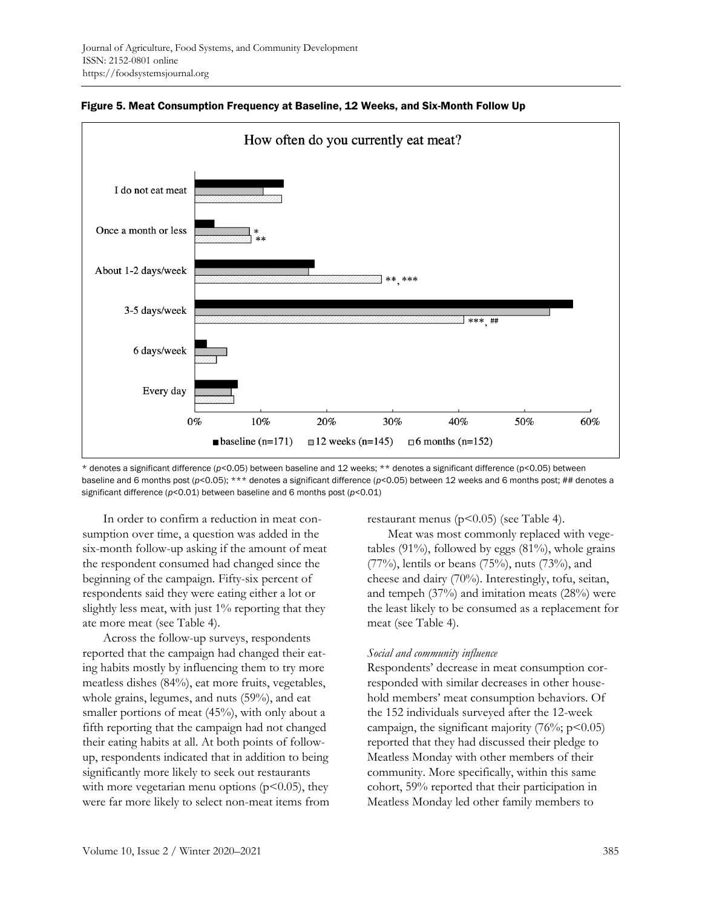**Figure 5. Meat Consumption Frequency at Baseline, 12 Weeks, and Six-Month Follow Up**

\* denotes a significant difference ($p$<0.05) between baseline and 12 weeks; ** denotes a significant difference (p<0.05) between baseline and 6 months post ($p$<0.05); *** denotes a significant difference ($p$<0.05) between 12 weeks and 6 months post; ## denotes a significant difference ($p$<0.01) between baseline and 6 months post ($p$<0.01)

In order to confirm a reduction in meat consumption over time, a question was added in the six-month follow-up asking if the amount of meat the respondent consumed had changed since the beginning of the campaign. Fifty-six percent of respondents said they were eating either a lot or slightly less meat, with just 1% reporting that they ate more meat (see Table 4).

Across the follow-up surveys, respondents reported that the campaign had changed their eating habits mostly by influencing them to try more meatless dishes (84%), eat more fruits, vegetables, whole grains, legumes, and nuts (59%), and eat smaller portions of meat (45%), with only about a fifth reporting that the campaign had not changed their eating habits at all. At both points of follow-up, respondents indicated that in addition to being significantly more likely to seek out restaurants with more vegetarian menu options (p<0.05), they were far more likely to select non-meat items from restaurant menus (p<0.05) (see Table 4).

Meat was most commonly replaced with vegetables (91%), followed by eggs (81%), whole grains (77%), lentils or beans (75%), nuts (73%), and cheese and dairy (70%). Interestingly, tofu, seitan, and tempeh (37%) and imitation meats (28%) were the least likely to be consumed as a replacement for meat (see Table 4).

*Social and community influence*

Respondents' decrease in meat consumption corresponded with similar decreases in other household members' meat consumption behaviors. Of the 152 individuals surveyed after the 12-week campaign, the significant majority (76%; p<0.05) reported that they had discussed their pledge to Meatless Monday with other members of their community. More specifically, within this same cohort, 59% reported that their participation in Meatless Monday led other family members to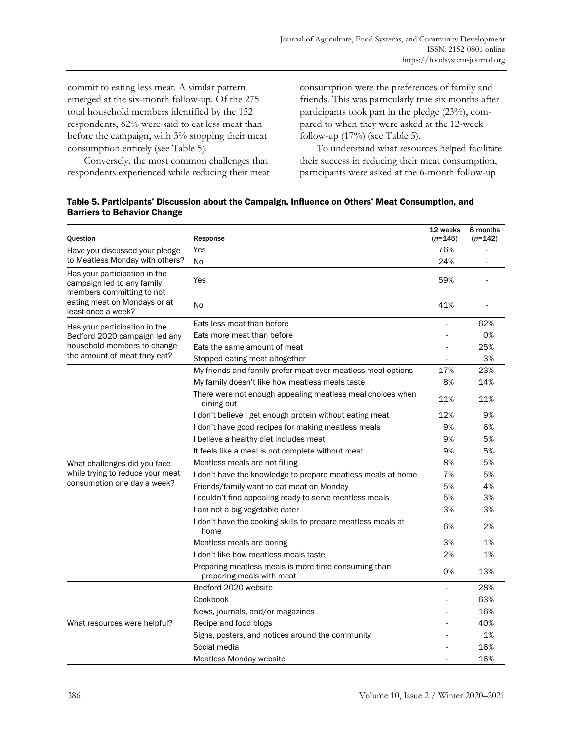commit to eating less meat. A similar pattern emerged at the six-month follow-up. Of the 275 total household members identified by the 152 respondents, 62% were said to eat less meat than before the campaign, with 3% stopping their meat consumption entirely (see Table 5).

Conversely, the most common challenges that respondents experienced while reducing their meat consumption were the preferences of family and friends. This was particularly true six months after participants took part in the pledge (23%), compared to when they were asked at the 12-week follow-up (17%) (see Table 5).

To understand what resources helped facilitate their success in reducing their meat consumption, participants were asked at the 6-month follow-up

**Table 5. Participants' Discussion about the Campaign, Influence on Others' Meat Consumption, and Barriers to Behavior Change**

| Question | Response | 12 weeks (*n*=145) | 6 months (*n*=142) |
|---|---|---|---|
| Have you discussed your pledge to Meatless Monday with others? | Yes | 76% | - |
| | No | 24% | - |
| Has your participation in the campaign led to any family members committing to not eating meat on Mondays or at least once a week? | Yes | 59% | - |
| | No | 41% | - |
| Has your participation in the Bedford 2020 campaign led any household members to change the amount of meat they eat? | Eats less meat than before | - | 62% |
| | Eats more meat than before | - | 0% |
| | Eats the same amount of meat | - | 25% |
| | Stopped eating meat altogether | - | 3% |
| What challenges did you face while trying to reduce your meat consumption one day a week? | My friends and family prefer meat over meatless meal options | 17% | 23% |
| | My family doesn't like how meatless meals taste | 8% | 14% |
| | There were not enough appealing meatless meal choices when dining out | 11% | 11% |
| | I don't believe I get enough protein without eating meat | 12% | 9% |
| | I don't have good recipes for making meatless meals | 9% | 6% |
| | I believe a healthy diet includes meat | 9% | 5% |
| | It feels like a meal is not complete without meat | 9% | 5% |
| | Meatless meals are not filling | 8% | 5% |
| | I don't have the knowledge to prepare meatless meals at home | 7% | 5% |
| | Friends/family want to eat meat on Monday | 5% | 4% |
| | I couldn't find appealing ready-to-serve meatless meals | 5% | 3% |
| | I am not a big vegetable eater | 3% | 3% |
| | I don't have the cooking skills to prepare meatless meals at home | 6% | 2% |
| | Meatless meals are boring | 3% | 1% |
| | I don't like how meatless meals taste | 2% | 1% |
| | Preparing meatless meals is more time consuming than preparing meals with meat | 0% | 13% |
| What resources were helpful? | Bedford 2020 website | - | 28% |
| | Cookbook | - | 63% |
| | News, journals, and/or magazines | - | 16% |
| | Recipe and food blogs | - | 40% |
| | Signs, posters, and notices around the community | - | 1% |
| | Social media | - | 16% |
| | Meatless Monday website | - | 16% |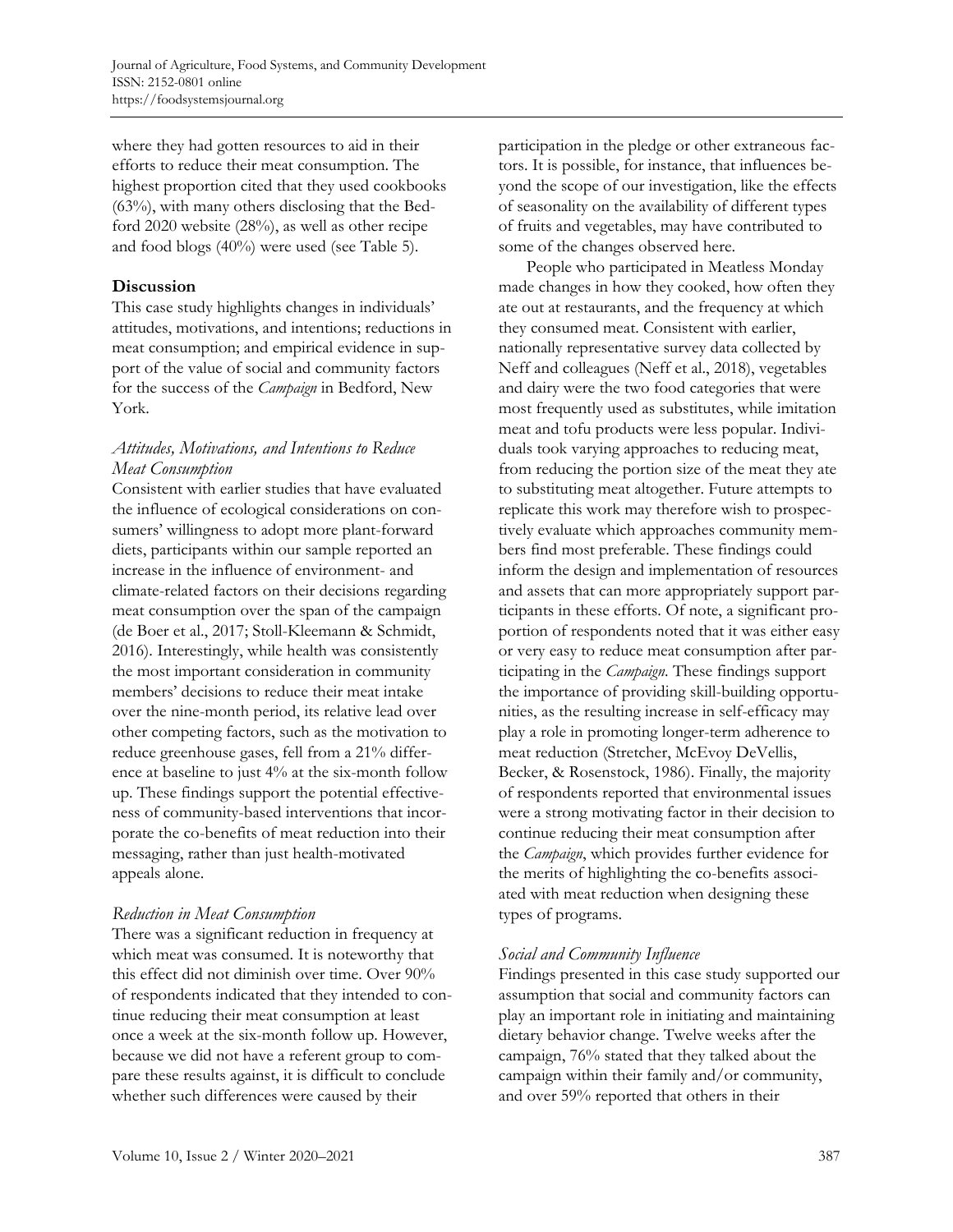where they had gotten resources to aid in their efforts to reduce their meat consumption. The highest proportion cited that they used cookbooks (63%), with many others disclosing that the Bedford 2020 website (28%), as well as other recipe and food blogs (40%) were used (see Table 5).

## Discussion

This case study highlights changes in individuals' attitudes, motivations, and intentions; reductions in meat consumption; and empirical evidence in support of the value of social and community factors for the success of the *Campaign* in Bedford, New York.

### *Attitudes, Motivations, and Intentions to Reduce Meat Consumption*

Consistent with earlier studies that have evaluated the influence of ecological considerations on consumers' willingness to adopt more plant-forward diets, participants within our sample reported an increase in the influence of environment- and climate-related factors on their decisions regarding meat consumption over the span of the campaign (de Boer et al., 2017; Stoll-Kleemann & Schmidt, 2016). Interestingly, while health was consistently the most important consideration in community members' decisions to reduce their meat intake over the nine-month period, its relative lead over other competing factors, such as the motivation to reduce greenhouse gases, fell from a 21% difference at baseline to just 4% at the six-month follow up. These findings support the potential effectiveness of community-based interventions that incorporate the co-benefits of meat reduction into their messaging, rather than just health-motivated appeals alone.

### *Reduction in Meat Consumption*

There was a significant reduction in frequency at which meat was consumed. It is noteworthy that this effect did not diminish over time. Over 90% of respondents indicated that they intended to continue reducing their meat consumption at least once a week at the six-month follow up. However, because we did not have a referent group to compare these results against, it is difficult to conclude whether such differences were caused by their participation in the pledge or other extraneous factors. It is possible, for instance, that influences beyond the scope of our investigation, like the effects of seasonality on the availability of different types of fruits and vegetables, may have contributed to some of the changes observed here.

People who participated in Meatless Monday made changes in how they cooked, how often they ate out at restaurants, and the frequency at which they consumed meat. Consistent with earlier, nationally representative survey data collected by Neff and colleagues (Neff et al., 2018), vegetables and dairy were the two food categories that were most frequently used as substitutes, while imitation meat and tofu products were less popular. Individuals took varying approaches to reducing meat, from reducing the portion size of the meat they ate to substituting meat altogether. Future attempts to replicate this work may therefore wish to prospectively evaluate which approaches community members find most preferable. These findings could inform the design and implementation of resources and assets that can more appropriately support participants in these efforts. Of note, a significant proportion of respondents noted that it was either easy or very easy to reduce meat consumption after participating in the *Campaign*. These findings support the importance of providing skill-building opportunities, as the resulting increase in self-efficacy may play a role in promoting longer-term adherence to meat reduction (Stretcher, McEvoy DeVellis, Becker, & Rosenstock, 1986). Finally, the majority of respondents reported that environmental issues were a strong motivating factor in their decision to continue reducing their meat consumption after the *Campaign*, which provides further evidence for the merits of highlighting the co-benefits associated with meat reduction when designing these types of programs.

### *Social and Community Influence*

Findings presented in this case study supported our assumption that social and community factors can play an important role in initiating and maintaining dietary behavior change. Twelve weeks after the campaign, 76% stated that they talked about the campaign within their family and/or community, and over 59% reported that others in their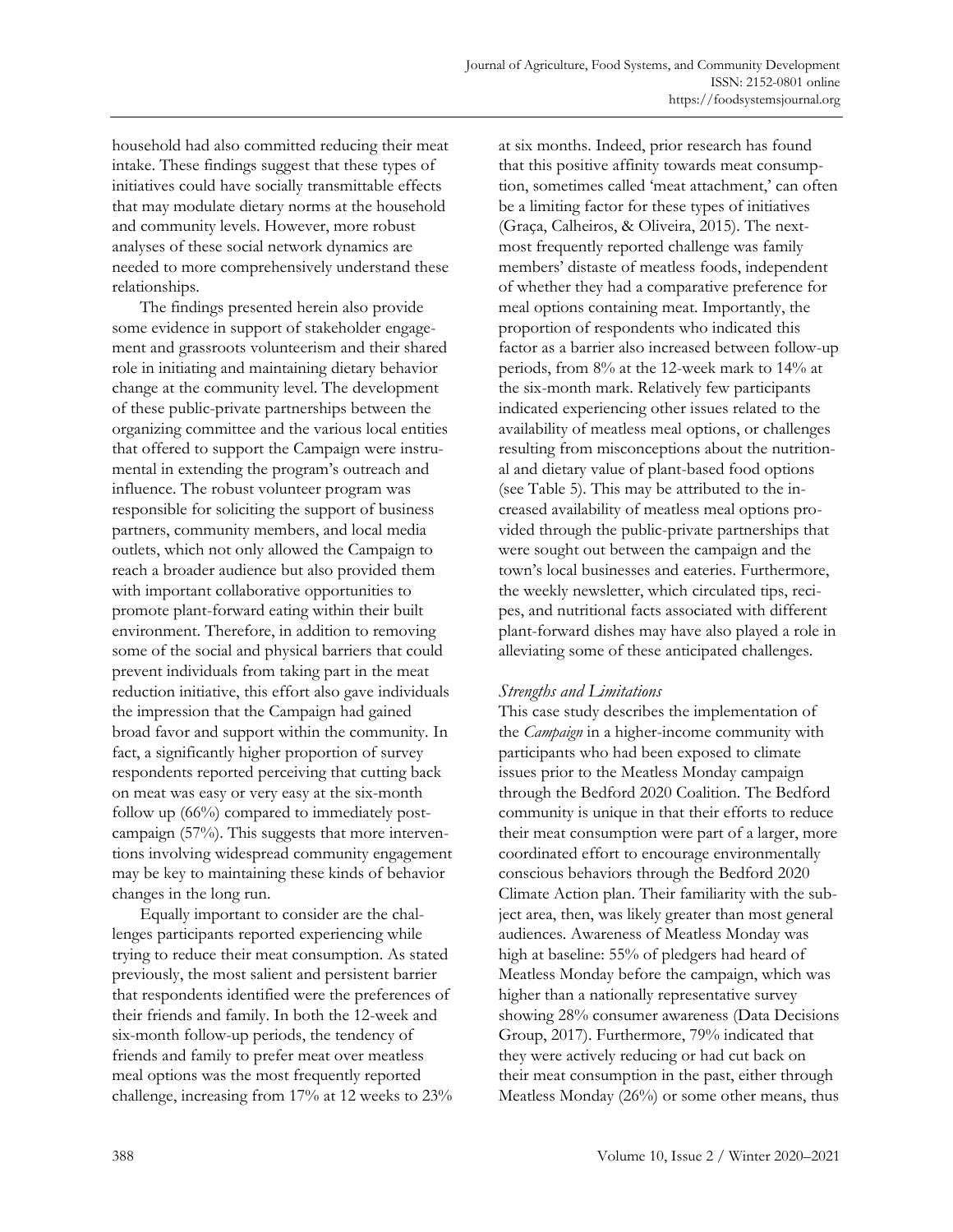household had also committed reducing their meat intake. These findings suggest that these types of initiatives could have socially transmittable effects that may modulate dietary norms at the household and community levels. However, more robust analyses of these social network dynamics are needed to more comprehensively understand these relationships.

The findings presented herein also provide some evidence in support of stakeholder engagement and grassroots volunteerism and their shared role in initiating and maintaining dietary behavior change at the community level. The development of these public-private partnerships between the organizing committee and the various local entities that offered to support the Campaign were instrumental in extending the program's outreach and influence. The robust volunteer program was responsible for soliciting the support of business partners, community members, and local media outlets, which not only allowed the Campaign to reach a broader audience but also provided them with important collaborative opportunities to promote plant-forward eating within their built environment. Therefore, in addition to removing some of the social and physical barriers that could prevent individuals from taking part in the meat reduction initiative, this effort also gave individuals the impression that the Campaign had gained broad favor and support within the community. In fact, a significantly higher proportion of survey respondents reported perceiving that cutting back on meat was easy or very easy at the six-month follow up (66%) compared to immediately post-campaign (57%). This suggests that more interventions involving widespread community engagement may be key to maintaining these kinds of behavior changes in the long run.

Equally important to consider are the challenges participants reported experiencing while trying to reduce their meat consumption. As stated previously, the most salient and persistent barrier that respondents identified were the preferences of their friends and family. In both the 12-week and six-month follow-up periods, the tendency of friends and family to prefer meat over meatless meal options was the most frequently reported challenge, increasing from 17% at 12 weeks to 23% at six months. Indeed, prior research has found that this positive affinity towards meat consumption, sometimes called 'meat attachment,' can often be a limiting factor for these types of initiatives (Graça, Calheiros, & Oliveira, 2015). The next-most frequently reported challenge was family members' distaste of meatless foods, independent of whether they had a comparative preference for meal options containing meat. Importantly, the proportion of respondents who indicated this factor as a barrier also increased between follow-up periods, from 8% at the 12-week mark to 14% at the six-month mark. Relatively few participants indicated experiencing other issues related to the availability of meatless meal options, or challenges resulting from misconceptions about the nutritional and dietary value of plant-based food options (see Table 5). This may be attributed to the increased availability of meatless meal options provided through the public-private partnerships that were sought out between the campaign and the town's local businesses and eateries. Furthermore, the weekly newsletter, which circulated tips, recipes, and nutritional facts associated with different plant-forward dishes may have also played a role in alleviating some of these anticipated challenges.

### *Strengths and Limitations*

This case study describes the implementation of the *Campaign* in a higher-income community with participants who had been exposed to climate issues prior to the Meatless Monday campaign through the Bedford 2020 Coalition. The Bedford community is unique in that their efforts to reduce their meat consumption were part of a larger, more coordinated effort to encourage environmentally conscious behaviors through the Bedford 2020 Climate Action plan. Their familiarity with the subject area, then, was likely greater than most general audiences. Awareness of Meatless Monday was high at baseline: 55% of pledgers had heard of Meatless Monday before the campaign, which was higher than a nationally representative survey showing 28% consumer awareness (Data Decisions Group, 2017). Furthermore, 79% indicated that they were actively reducing or had cut back on their meat consumption in the past, either through Meatless Monday (26%) or some other means, thus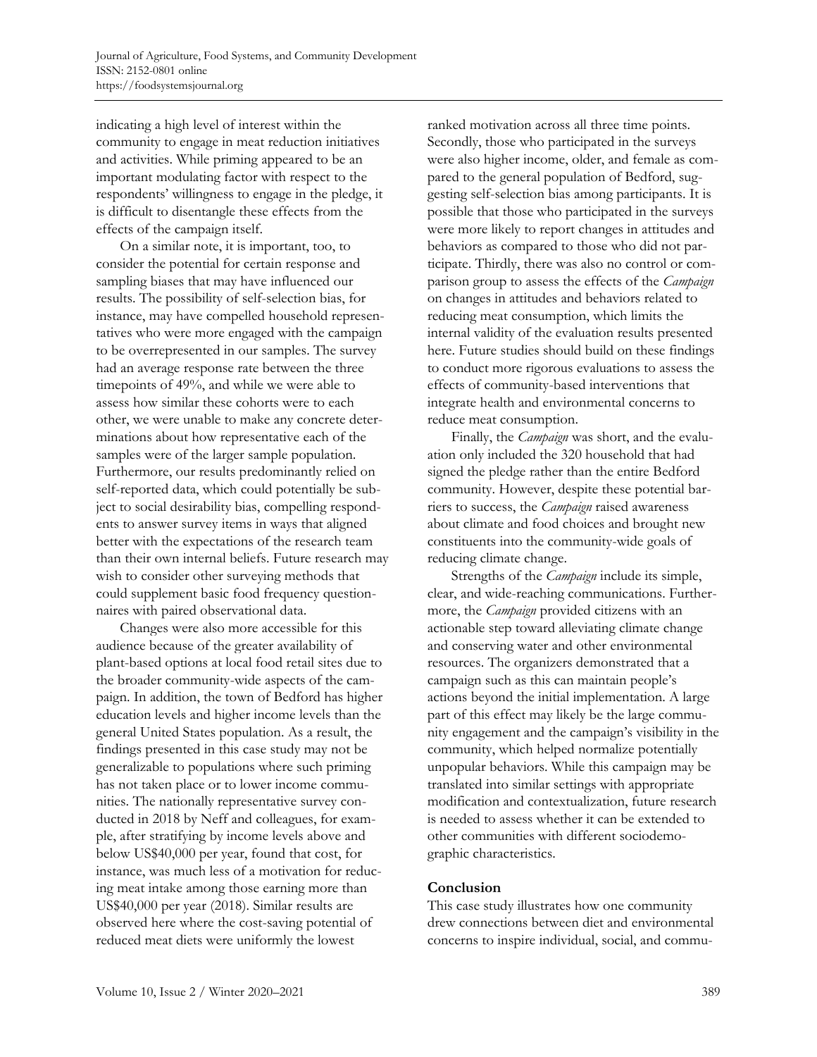indicating a high level of interest within the community to engage in meat reduction initiatives and activities. While priming appeared to be an important modulating factor with respect to the respondents' willingness to engage in the pledge, it is difficult to disentangle these effects from the effects of the campaign itself.

On a similar note, it is important, too, to consider the potential for certain response and sampling biases that may have influenced our results. The possibility of self-selection bias, for instance, may have compelled household representatives who were more engaged with the campaign to be overrepresented in our samples. The survey had an average response rate between the three timepoints of 49%, and while we were able to assess how similar these cohorts were to each other, we were unable to make any concrete determinations about how representative each of the samples were of the larger sample population. Furthermore, our results predominantly relied on self-reported data, which could potentially be subject to social desirability bias, compelling respondents to answer survey items in ways that aligned better with the expectations of the research team than their own internal beliefs. Future research may wish to consider other surveying methods that could supplement basic food frequency questionnaires with paired observational data.

Changes were also more accessible for this audience because of the greater availability of plant-based options at local food retail sites due to the broader community-wide aspects of the campaign. In addition, the town of Bedford has higher education levels and higher income levels than the general United States population. As a result, the findings presented in this case study may not be generalizable to populations where such priming has not taken place or to lower income communities. The nationally representative survey conducted in 2018 by Neff and colleagues, for example, after stratifying by income levels above and below US$40,000 per year, found that cost, for instance, was much less of a motivation for reducing meat intake among those earning more than US$40,000 per year (2018). Similar results are observed here where the cost-saving potential of reduced meat diets were uniformly the lowest ranked motivation across all three time points. Secondly, those who participated in the surveys were also higher income, older, and female as compared to the general population of Bedford, suggesting self-selection bias among participants. It is possible that those who participated in the surveys were more likely to report changes in attitudes and behaviors as compared to those who did not participate. Thirdly, there was also no control or comparison group to assess the effects of the *Campaign* on changes in attitudes and behaviors related to reducing meat consumption, which limits the internal validity of the evaluation results presented here. Future studies should build on these findings to conduct more rigorous evaluations to assess the effects of community-based interventions that integrate health and environmental concerns to reduce meat consumption.

Finally, the *Campaign* was short, and the evaluation only included the 320 household that had signed the pledge rather than the entire Bedford community. However, despite these potential barriers to success, the *Campaign* raised awareness about climate and food choices and brought new constituents into the community-wide goals of reducing climate change.

Strengths of the *Campaign* include its simple, clear, and wide-reaching communications. Furthermore, the *Campaign* provided citizens with an actionable step toward alleviating climate change and conserving water and other environmental resources. The organizers demonstrated that a campaign such as this can maintain people's actions beyond the initial implementation. A large part of this effect may likely be the large community engagement and the campaign's visibility in the community, which helped normalize potentially unpopular behaviors. While this campaign may be translated into similar settings with appropriate modification and contextualization, future research is needed to assess whether it can be extended to other communities with different sociodemographic characteristics.

## Conclusion

This case study illustrates how one community drew connections between diet and environmental concerns to inspire individual, social, and commu-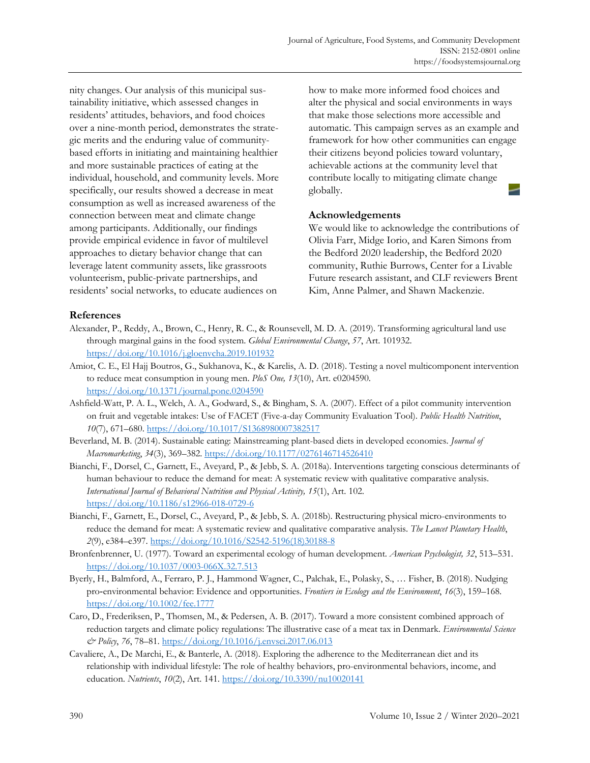nity changes. Our analysis of this municipal sustainability initiative, which assessed changes in residents' attitudes, behaviors, and food choices over a nine-month period, demonstrates the strategic merits and the enduring value of community-based efforts in initiating and maintaining healthier and more sustainable practices of eating at the individual, household, and community levels. More specifically, our results showed a decrease in meat consumption as well as increased awareness of the connection between meat and climate change among participants. Additionally, our findings provide empirical evidence in favor of multilevel approaches to dietary behavior change that can leverage latent community assets, like grassroots volunteerism, public-private partnerships, and residents' social networks, to educate audiences on how to make more informed food choices and alter the physical and social environments in ways that make those selections more accessible and automatic. This campaign serves as an example and framework for how other communities can engage their citizens beyond policies toward voluntary, achievable actions at the community level that contribute locally to mitigating climate change globally.

### Acknowledgements

We would like to acknowledge the contributions of Olivia Farr, Midge Iorio, and Karen Simons from the Bedford 2020 leadership, the Bedford 2020 community, Ruthie Burrows, Center for a Livable Future research assistant, and CLF reviewers Brent Kim, Anne Palmer, and Shawn Mackenzie.

### References

Alexander, P., Reddy, A., Brown, C., Henry, R. C., & Rounsevell, M. D. A. (2019). Transforming agricultural land use through marginal gains in the food system. *Global Environmental Change*, *57*, Art. 101932. https://doi.org/10.1016/j.gloenvcha.2019.101932

Amiot, C. E., El Hajj Boutros, G., Sukhanova, K., & Karelis, A. D. (2018). Testing a novel multicomponent intervention to reduce meat consumption in young men. *PloS One, 13*(10), Art. e0204590. https://doi.org/10.1371/journal.pone.0204590

Ashfield-Watt, P. A. L., Welch, A. A., Godward, S., & Bingham, S. A. (2007). Effect of a pilot community intervention on fruit and vegetable intakes: Use of FACET (Five-a-day Community Evaluation Tool). *Public Health Nutrition*, *10*(7), 671–680. https://doi.org/10.1017/S1368980007382517

Beverland, M. B. (2014). Sustainable eating: Mainstreaming plant-based diets in developed economies. *Journal of Macromarketing*, *34*(3), 369–382. https://doi.org/10.1177/0276146714526410

Bianchi, F., Dorsel, C., Garnett, E., Aveyard, P., & Jebb, S. A. (2018a). Interventions targeting conscious determinants of human behaviour to reduce the demand for meat: A systematic review with qualitative comparative analysis. *International Journal of Behavioral Nutrition and Physical Activity, 15*(1), Art. 102. https://doi.org/10.1186/s12966-018-0729-6

Bianchi, F., Garnett, E., Dorsel, C., Aveyard, P., & Jebb, S. A. (2018b). Restructuring physical micro-environments to reduce the demand for meat: A systematic review and qualitative comparative analysis. *The Lancet Planetary Health*, *2*(9), e384–e397. https://doi.org/10.1016/S2542-5196(18)30188-8

Bronfenbrenner, U. (1977). Toward an experimental ecology of human development. *American Psychologist, 32*, 513–531. https://doi.org/10.1037/0003-066X.32.7.513

Byerly, H., Balmford, A., Ferraro, P. J., Hammond Wagner, C., Palchak, E., Polasky, S., … Fisher, B. (2018). Nudging pro-environmental behavior: Evidence and opportunities. *Frontiers in Ecology and the Environment*, *16*(3), 159–168. https://doi.org/10.1002/fee.1777

Caro, D., Frederiksen, P., Thomsen, M., & Pedersen, A. B. (2017). Toward a more consistent combined approach of reduction targets and climate policy regulations: The illustrative case of a meat tax in Denmark. *Environmental Science & Policy*, *76*, 78–81. https://doi.org/10.1016/j.envsci.2017.06.013

Cavaliere, A., De Marchi, E., & Banterle, A. (2018). Exploring the adherence to the Mediterranean diet and its relationship with individual lifestyle: The role of healthy behaviors, pro-environmental behaviors, income, and education. *Nutrients*, *10*(2), Art. 141. https://doi.org/10.3390/nu10020141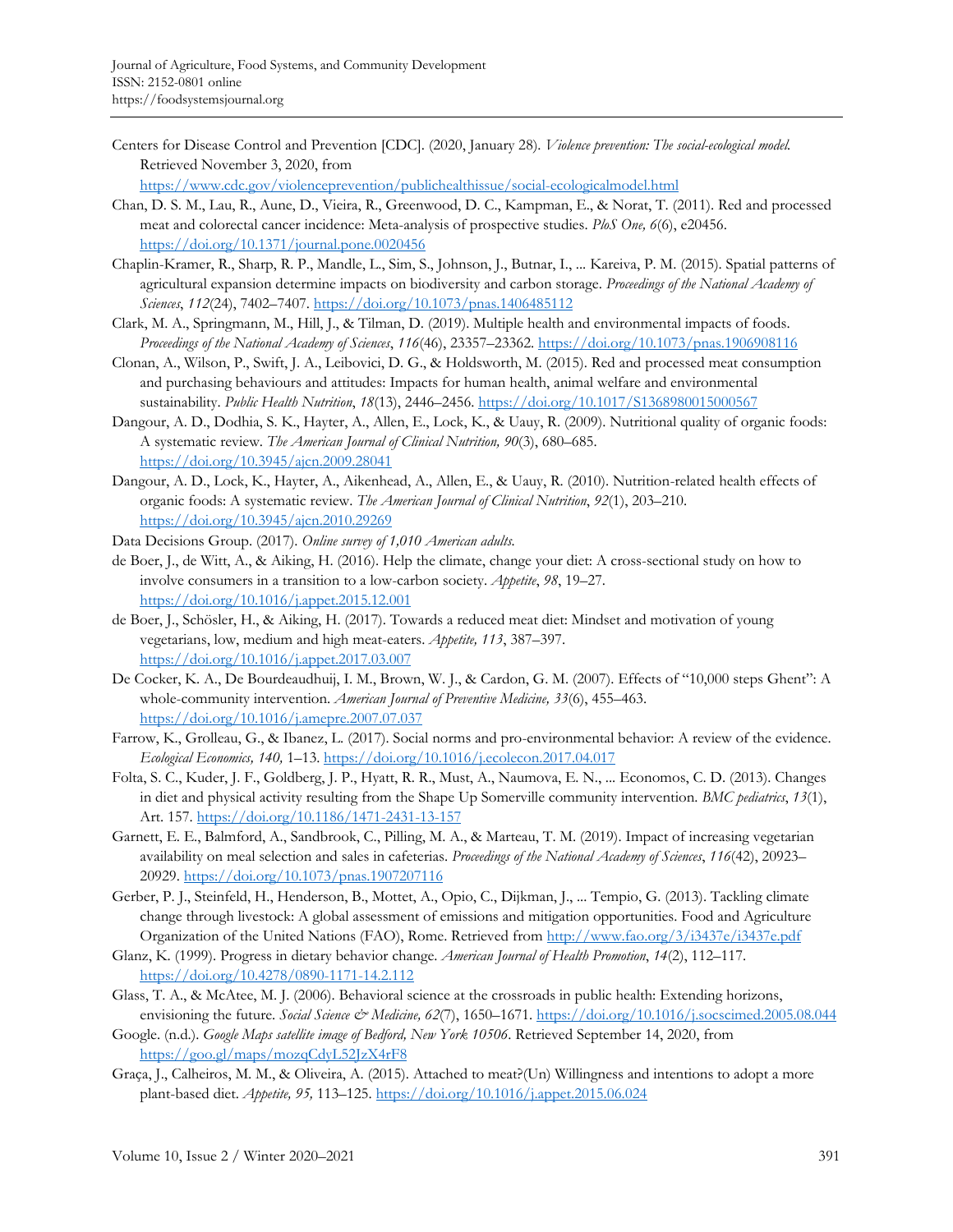Centers for Disease Control and Prevention [CDC]. (2020, January 28). *Violence prevention: The social-ecological model.* Retrieved November 3, 2020, from https://www.cdc.gov/violenceprevention/publichealthissue/social-ecologicalmodel.html

Chan, D. S. M., Lau, R., Aune, D., Vieira, R., Greenwood, D. C., Kampman, E., & Norat, T. (2011). Red and processed meat and colorectal cancer incidence: Meta-analysis of prospective studies. *PloS One, 6*(6), e20456. https://doi.org/10.1371/journal.pone.0020456

Chaplin-Kramer, R., Sharp, R. P., Mandle, L., Sim, S., Johnson, J., Butnar, I., ... Kareiva, P. M. (2015). Spatial patterns of agricultural expansion determine impacts on biodiversity and carbon storage. *Proceedings of the National Academy of Sciences*, *112*(24), 7402–7407. https://doi.org/10.1073/pnas.1406485112

Clark, M. A., Springmann, M., Hill, J., & Tilman, D. (2019). Multiple health and environmental impacts of foods. *Proceedings of the National Academy of Sciences*, *116*(46), 23357–23362. https://doi.org/10.1073/pnas.1906908116

Clonan, A., Wilson, P., Swift, J. A., Leibovici, D. G., & Holdsworth, M. (2015). Red and processed meat consumption and purchasing behaviours and attitudes: Impacts for human health, animal welfare and environmental sustainability. *Public Health Nutrition*, *18*(13), 2446–2456. https://doi.org/10.1017/S1368980015000567

Dangour, A. D., Dodhia, S. K., Hayter, A., Allen, E., Lock, K., & Uauy, R. (2009). Nutritional quality of organic foods: A systematic review. *The American Journal of Clinical Nutrition, 90*(3), 680–685. https://doi.org/10.3945/ajcn.2009.28041

Dangour, A. D., Lock, K., Hayter, A., Aikenhead, A., Allen, E., & Uauy, R. (2010). Nutrition-related health effects of organic foods: A systematic review. *The American Journal of Clinical Nutrition*, *92*(1), 203–210. https://doi.org/10.3945/ajcn.2010.29269

Data Decisions Group. (2017). *Online survey of 1,010 American adults.*

de Boer, J., de Witt, A., & Aiking, H. (2016). Help the climate, change your diet: A cross-sectional study on how to involve consumers in a transition to a low-carbon society. *Appetite*, *98*, 19–27. https://doi.org/10.1016/j.appet.2015.12.001

de Boer, J., Schösler, H., & Aiking, H. (2017). Towards a reduced meat diet: Mindset and motivation of young vegetarians, low, medium and high meat-eaters. *Appetite, 113*, 387–397. https://doi.org/10.1016/j.appet.2017.03.007

De Cocker, K. A., De Bourdeaudhuij, I. M., Brown, W. J., & Cardon, G. M. (2007). Effects of "10,000 steps Ghent": A whole-community intervention. *American Journal of Preventive Medicine, 33*(6), 455–463. https://doi.org/10.1016/j.amepre.2007.07.037

Farrow, K., Grolleau, G., & Ibanez, L. (2017). Social norms and pro-environmental behavior: A review of the evidence. *Ecological Economics, 140,* 1–13. https://doi.org/10.1016/j.ecolecon.2017.04.017

Folta, S. C., Kuder, J. F., Goldberg, J. P., Hyatt, R. R., Must, A., Naumova, E. N., ... Economos, C. D. (2013). Changes in diet and physical activity resulting from the Shape Up Somerville community intervention. *BMC pediatrics*, *13*(1), Art. 157. https://doi.org/10.1186/1471-2431-13-157

Garnett, E. E., Balmford, A., Sandbrook, C., Pilling, M. A., & Marteau, T. M. (2019). Impact of increasing vegetarian availability on meal selection and sales in cafeterias. *Proceedings of the National Academy of Sciences*, *116*(42), 20923–20929. https://doi.org/10.1073/pnas.1907207116

Gerber, P. J., Steinfeld, H., Henderson, B., Mottet, A., Opio, C., Dijkman, J., ... Tempio, G. (2013). Tackling climate change through livestock: A global assessment of emissions and mitigation opportunities. Food and Agriculture Organization of the United Nations (FAO), Rome. Retrieved from http://www.fao.org/3/i3437e/i3437e.pdf

Glanz, K. (1999). Progress in dietary behavior change. *American Journal of Health Promotion*, *14*(2), 112–117. https://doi.org/10.4278/0890-1171-14.2.112

Glass, T. A., & McAtee, M. J. (2006). Behavioral science at the crossroads in public health: Extending horizons, envisioning the future. *Social Science & Medicine, 62*(7), 1650–1671. https://doi.org/10.1016/j.socscimed.2005.08.044

Google. (n.d.). *Google Maps satellite image of Bedford, New York 10506*. Retrieved September 14, 2020, from https://goo.gl/maps/mozqCdyL52JzX4rF8

Graça, J., Calheiros, M. M., & Oliveira, A. (2015). Attached to meat?(Un) Willingness and intentions to adopt a more plant-based diet. *Appetite, 95,* 113–125. https://doi.org/10.1016/j.appet.2015.06.024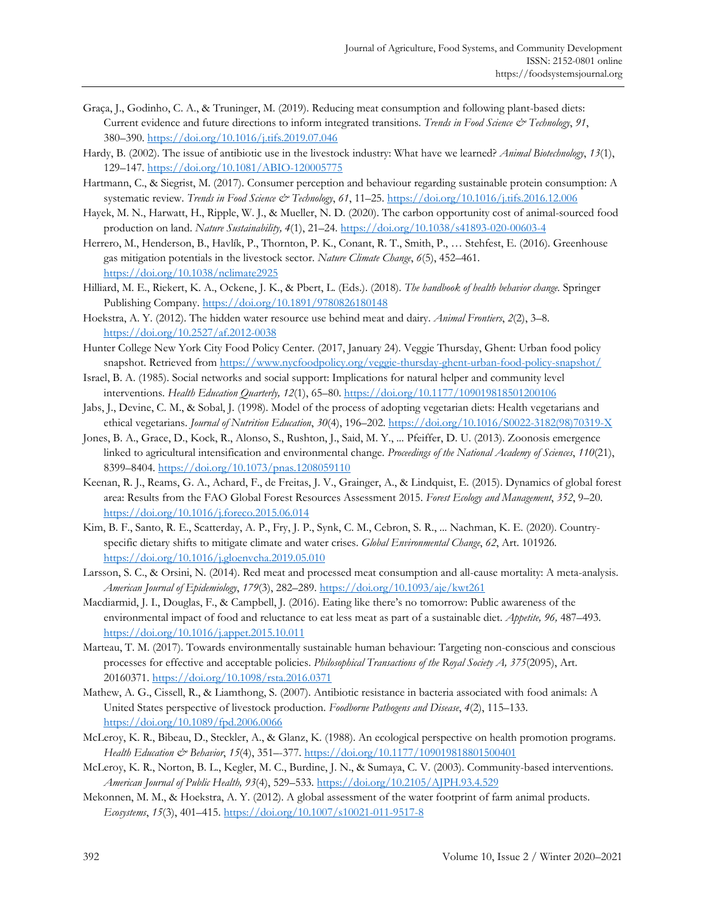Graça, J., Godinho, C. A., & Truninger, M. (2019). Reducing meat consumption and following plant-based diets: Current evidence and future directions to inform integrated transitions. *Trends in Food Science & Technology*, *91*, 380–390. https://doi.org/10.1016/j.tifs.2019.07.046

Hardy, B. (2002). The issue of antibiotic use in the livestock industry: What have we learned? *Animal Biotechnology*, *13*(1), 129–147. https://doi.org/10.1081/ABIO-120005775

Hartmann, C., & Siegrist, M. (2017). Consumer perception and behaviour regarding sustainable protein consumption: A systematic review. *Trends in Food Science & Technology*, *61*, 11–25. https://doi.org/10.1016/j.tifs.2016.12.006

Hayek, M. N., Harwatt, H., Ripple, W. J., & Mueller, N. D. (2020). The carbon opportunity cost of animal-sourced food production on land. *Nature Sustainability, 4*(1), 21–24. https://doi.org/10.1038/s41893-020-00603-4

Herrero, M., Henderson, B., Havlík, P., Thornton, P. K., Conant, R. T., Smith, P., … Stehfest, E. (2016). Greenhouse gas mitigation potentials in the livestock sector. *Nature Climate Change*, *6*(5), 452–461. https://doi.org/10.1038/nclimate2925

Hilliard, M. E., Riekert, K. A., Ockene, J. K., & Pbert, L. (Eds.). (2018). *The handbook of health behavior change.* Springer Publishing Company. https://doi.org/10.1891/9780826180148

Hoekstra, A. Y. (2012). The hidden water resource use behind meat and dairy. *Animal Frontiers*, *2*(2), 3–8. https://doi.org/10.2527/af.2012-0038

Hunter College New York City Food Policy Center. (2017, January 24). Veggie Thursday, Ghent: Urban food policy snapshot. Retrieved from https://www.nycfoodpolicy.org/veggie-thursday-ghent-urban-food-policy-snapshot/

Israel, B. A. (1985). Social networks and social support: Implications for natural helper and community level interventions. *Health Education Quarterly, 12*(1), 65–80. https://doi.org/10.1177/109019818501200106

Jabs, J., Devine, C. M., & Sobal, J. (1998). Model of the process of adopting vegetarian diets: Health vegetarians and ethical vegetarians. *Journal of Nutrition Education*, *30*(4), 196–202. https://doi.org/10.1016/S0022-3182(98)70319-X

Jones, B. A., Grace, D., Kock, R., Alonso, S., Rushton, J., Said, M. Y., ... Pfeiffer, D. U. (2013). Zoonosis emergence linked to agricultural intensification and environmental change. *Proceedings of the National Academy of Sciences*, *110*(21), 8399–8404. https://doi.org/10.1073/pnas.1208059110

Keenan, R. J., Reams, G. A., Achard, F., de Freitas, J. V., Grainger, A., & Lindquist, E. (2015). Dynamics of global forest area: Results from the FAO Global Forest Resources Assessment 2015. *Forest Ecology and Management*, *352*, 9–20. https://doi.org/10.1016/j.foreco.2015.06.014

Kim, B. F., Santo, R. E., Scatterday, A. P., Fry, J. P., Synk, C. M., Cebron, S. R., ... Nachman, K. E. (2020). Country-specific dietary shifts to mitigate climate and water crises. *Global Environmental Change*, *62*, Art. 101926. https://doi.org/10.1016/j.gloenvcha.2019.05.010

Larsson, S. C., & Orsini, N. (2014). Red meat and processed meat consumption and all-cause mortality: A meta-analysis. *American Journal of Epidemiology*, *179*(3), 282–289. https://doi.org/10.1093/aje/kwt261

Macdiarmid, J. I., Douglas, F., & Campbell, J. (2016). Eating like there's no tomorrow: Public awareness of the environmental impact of food and reluctance to eat less meat as part of a sustainable diet. *Appetite, 96,* 487–493. https://doi.org/10.1016/j.appet.2015.10.011

Marteau, T. M. (2017). Towards environmentally sustainable human behaviour: Targeting non-conscious and conscious processes for effective and acceptable policies. *Philosophical Transactions of the Royal Society A, 375*(2095), Art. 20160371. https://doi.org/10.1098/rsta.2016.0371

Mathew, A. G., Cissell, R., & Liamthong, S. (2007). Antibiotic resistance in bacteria associated with food animals: A United States perspective of livestock production. *Foodborne Pathogens and Disease*, *4*(2), 115–133. https://doi.org/10.1089/fpd.2006.0066

McLeroy, K. R., Bibeau, D., Steckler, A., & Glanz, K. (1988). An ecological perspective on health promotion programs. *Health Education & Behavior*, *15*(4), 351–-377. https://doi.org/10.1177/109019818801500401

McLeroy, K. R., Norton, B. L., Kegler, M. C., Burdine, J. N., & Sumaya, C. V. (2003). Community-based interventions. *American Journal of Public Health, 93*(4), 529–533. https://doi.org/10.2105/AJPH.93.4.529

Mekonnen, M. M., & Hoekstra, A. Y. (2012). A global assessment of the water footprint of farm animal products. *Ecosystems*, *15*(3), 401–415. https://doi.org/10.1007/s10021-011-9517-8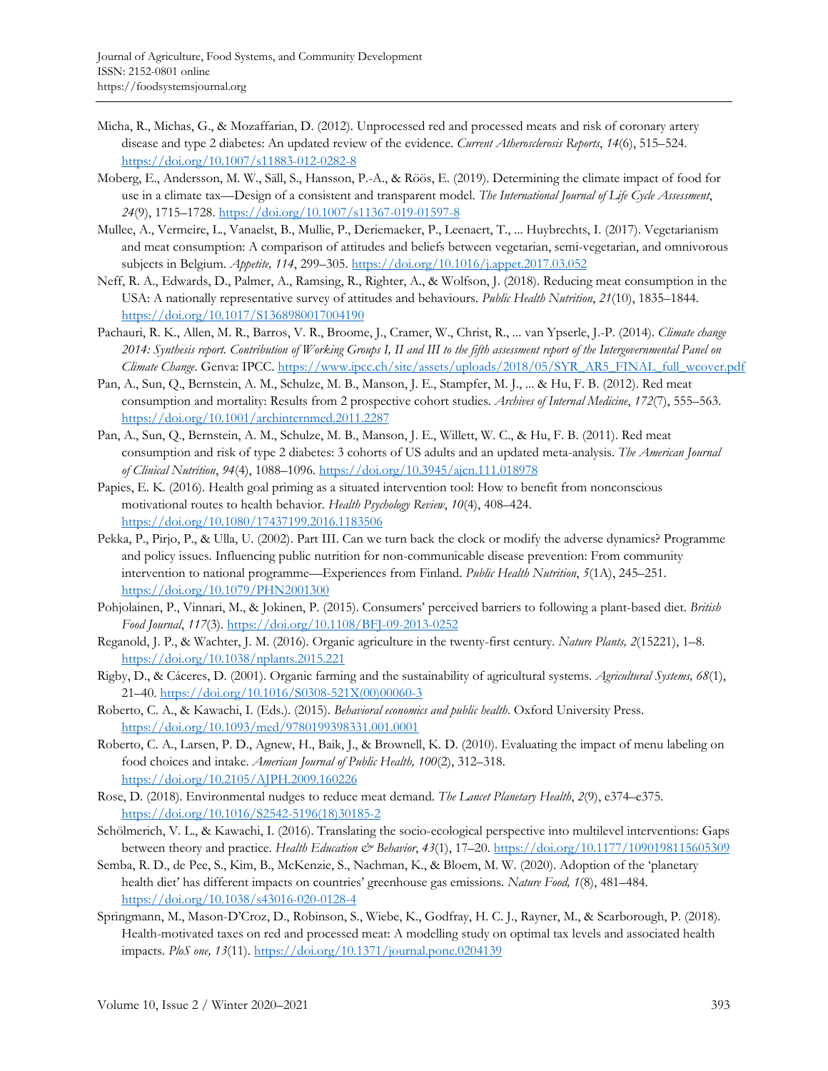Micha, R., Michas, G., & Mozaffarian, D. (2012). Unprocessed red and processed meats and risk of coronary artery disease and type 2 diabetes: An updated review of the evidence. *Current Atherosclerosis Reports*, *14*(6), 515–524. https://doi.org/10.1007/s11883-012-0282-8

Moberg, E., Andersson, M. W., Säll, S., Hansson, P.-A., & Röös, E. (2019). Determining the climate impact of food for use in a climate tax—Design of a consistent and transparent model. *The International Journal of Life Cycle Assessment*, *24*(9), 1715–1728. https://doi.org/10.1007/s11367-019-01597-8

Mullee, A., Vermeire, L., Vanaelst, B., Mullie, P., Deriemaeker, P., Leenaert, T., ... Huybrechts, I. (2017). Vegetarianism and meat consumption: A comparison of attitudes and beliefs between vegetarian, semi-vegetarian, and omnivorous subjects in Belgium. *Appetite, 114*, 299–305. https://doi.org/10.1016/j.appet.2017.03.052

Neff, R. A., Edwards, D., Palmer, A., Ramsing, R., Righter, A., & Wolfson, J. (2018). Reducing meat consumption in the USA: A nationally representative survey of attitudes and behaviours. *Public Health Nutrition*, *21*(10), 1835–1844. https://doi.org/10.1017/S1368980017004190

Pachauri, R. K., Allen, M. R., Barros, V. R., Broome, J., Cramer, W., Christ, R., ... van Ypserle, J.-P. (2014). *Climate change 2014: Synthesis report. Contribution of Working Groups I, II and III to the fifth assessment report of the Intergovernmental Panel on Climate Change*. Genva: IPCC. https://www.ipcc.ch/site/assets/uploads/2018/05/SYR_AR5_FINAL_full_wcover.pdf

Pan, A., Sun, Q., Bernstein, A. M., Schulze, M. B., Manson, J. E., Stampfer, M. J., ... & Hu, F. B. (2012). Red meat consumption and mortality: Results from 2 prospective cohort studies. *Archives of Internal Medicine*, *172*(7), 555–563. https://doi.org/10.1001/archinternmed.2011.2287

Pan, A., Sun, Q., Bernstein, A. M., Schulze, M. B., Manson, J. E., Willett, W. C., & Hu, F. B. (2011). Red meat consumption and risk of type 2 diabetes: 3 cohorts of US adults and an updated meta-analysis. *The American Journal of Clinical Nutrition*, *94*(4), 1088–1096. https://doi.org/10.3945/ajcn.111.018978

Papies, E. K. (2016). Health goal priming as a situated intervention tool: How to benefit from nonconscious motivational routes to health behavior. *Health Psychology Review*, *10*(4), 408–424. https://doi.org/10.1080/17437199.2016.1183506

Pekka, P., Pirjo, P., & Ulla, U. (2002). Part III. Can we turn back the clock or modify the adverse dynamics? Programme and policy issues. Influencing public nutrition for non-communicable disease prevention: From community intervention to national programme—Experiences from Finland. *Public Health Nutrition*, *5*(1A), 245–251. https://doi.org/10.1079/PHN2001300

Pohjolainen, P., Vinnari, M., & Jokinen, P. (2015). Consumers' perceived barriers to following a plant-based diet. *British Food Journal*, *117*(3). https://doi.org/10.1108/BFJ-09-2013-0252

Reganold, J. P., & Wachter, J. M. (2016). Organic agriculture in the twenty-first century. *Nature Plants, 2*(15221), 1–8. https://doi.org/10.1038/nplants.2015.221

Rigby, D., & Cáceres, D. (2001). Organic farming and the sustainability of agricultural systems. *Agricultural Systems, 68*(1), 21–40. https://doi.org/10.1016/S0308-521X(00)00060-3

Roberto, C. A., & Kawachi, I. (Eds.). (2015). *Behavioral economics and public health*. Oxford University Press. https://doi.org/10.1093/med/9780199398331.001.0001

Roberto, C. A., Larsen, P. D., Agnew, H., Baik, J., & Brownell, K. D. (2010). Evaluating the impact of menu labeling on food choices and intake. *American Journal of Public Health, 100*(2), 312–318. https://doi.org/10.2105/AJPH.2009.160226

Rose, D. (2018). Environmental nudges to reduce meat demand. *The Lancet Planetary Health*, *2*(9), e374–e375. https://doi.org/10.1016/S2542-5196(18)30185-2

Schölmerich, V. L., & Kawachi, I. (2016). Translating the socio-ecological perspective into multilevel interventions: Gaps between theory and practice. *Health Education & Behavior*, *43*(1), 17–20. https://doi.org/10.1177/1090198115605309

Semba, R. D., de Pee, S., Kim, B., McKenzie, S., Nachman, K., & Bloem, M. W. (2020). Adoption of the 'planetary health diet' has different impacts on countries' greenhouse gas emissions. *Nature Food, 1*(8), 481–484. https://doi.org/10.1038/s43016-020-0128-4

Springmann, M., Mason-D'Croz, D., Robinson, S., Wiebe, K., Godfray, H. C. J., Rayner, M., & Scarborough, P. (2018). Health-motivated taxes on red and processed meat: A modelling study on optimal tax levels and associated health impacts. *PloS one, 13*(11). https://doi.org/10.1371/journal.pone.0204139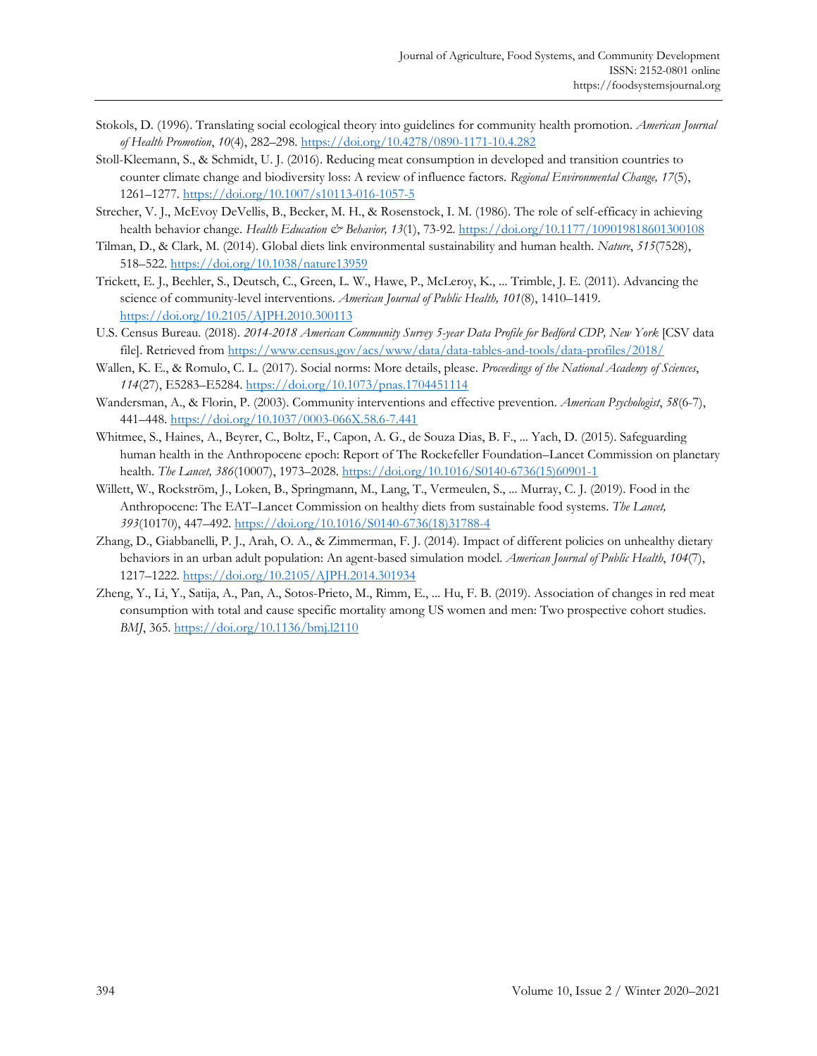Stokols, D. (1996). Translating social ecological theory into guidelines for community health promotion. *American Journal of Health Promotion*, *10*(4), 282–298. https://doi.org/10.4278/0890-1171-10.4.282

Stoll-Kleemann, S., & Schmidt, U. J. (2016). Reducing meat consumption in developed and transition countries to counter climate change and biodiversity loss: A review of influence factors. *Regional Environmental Change, 17*(5), 1261–1277. https://doi.org/10.1007/s10113-016-1057-5

Strecher, V. J., McEvoy DeVellis, B., Becker, M. H., & Rosenstock, I. M. (1986). The role of self-efficacy in achieving health behavior change. *Health Education & Behavior, 13*(1), 73-92. https://doi.org/10.1177/109019818601300108

Tilman, D., & Clark, M. (2014). Global diets link environmental sustainability and human health. *Nature*, *515*(7528), 518–522. https://doi.org/10.1038/nature13959

Trickett, E. J., Beehler, S., Deutsch, C., Green, L. W., Hawe, P., McLeroy, K., ... Trimble, J. E. (2011). Advancing the science of community-level interventions. *American Journal of Public Health, 101*(8), 1410–1419. https://doi.org/10.2105/AJPH.2010.300113

U.S. Census Bureau. (2018). *2014-2018 American Community Survey 5-year Data Profile for Bedford CDP, New York* [CSV data file]. Retrieved from https://www.census.gov/acs/www/data/data-tables-and-tools/data-profiles/2018/

Wallen, K. E., & Romulo, C. L. (2017). Social norms: More details, please. *Proceedings of the National Academy of Sciences*, *114*(27), E5283–E5284. https://doi.org/10.1073/pnas.1704451114

Wandersman, A., & Florin, P. (2003). Community interventions and effective prevention. *American Psychologist*, *58*(6-7), 441–448. https://doi.org/10.1037/0003-066X.58.6-7.441

Whitmee, S., Haines, A., Beyrer, C., Boltz, F., Capon, A. G., de Souza Dias, B. F., ... Yach, D. (2015). Safeguarding human health in the Anthropocene epoch: Report of The Rockefeller Foundation–Lancet Commission on planetary health. *The Lancet, 386*(10007), 1973–2028. https://doi.org/10.1016/S0140-6736(15)60901-1

Willett, W., Rockström, J., Loken, B., Springmann, M., Lang, T., Vermeulen, S., ... Murray, C. J. (2019). Food in the Anthropocene: The EAT–Lancet Commission on healthy diets from sustainable food systems. *The Lancet, 393*(10170), 447–492. https://doi.org/10.1016/S0140-6736(18)31788-4

Zhang, D., Giabbanelli, P. J., Arah, O. A., & Zimmerman, F. J. (2014). Impact of different policies on unhealthy dietary behaviors in an urban adult population: An agent-based simulation model. *American Journal of Public Health*, *104*(7), 1217–1222. https://doi.org/10.2105/AJPH.2014.301934

Zheng, Y., Li, Y., Satija, A., Pan, A., Sotos-Prieto, M., Rimm, E., ... Hu, F. B. (2019). Association of changes in red meat consumption with total and cause specific mortality among US women and men: Two prospective cohort studies. *BMJ*, 365. https://doi.org/10.1136/bmj.l2110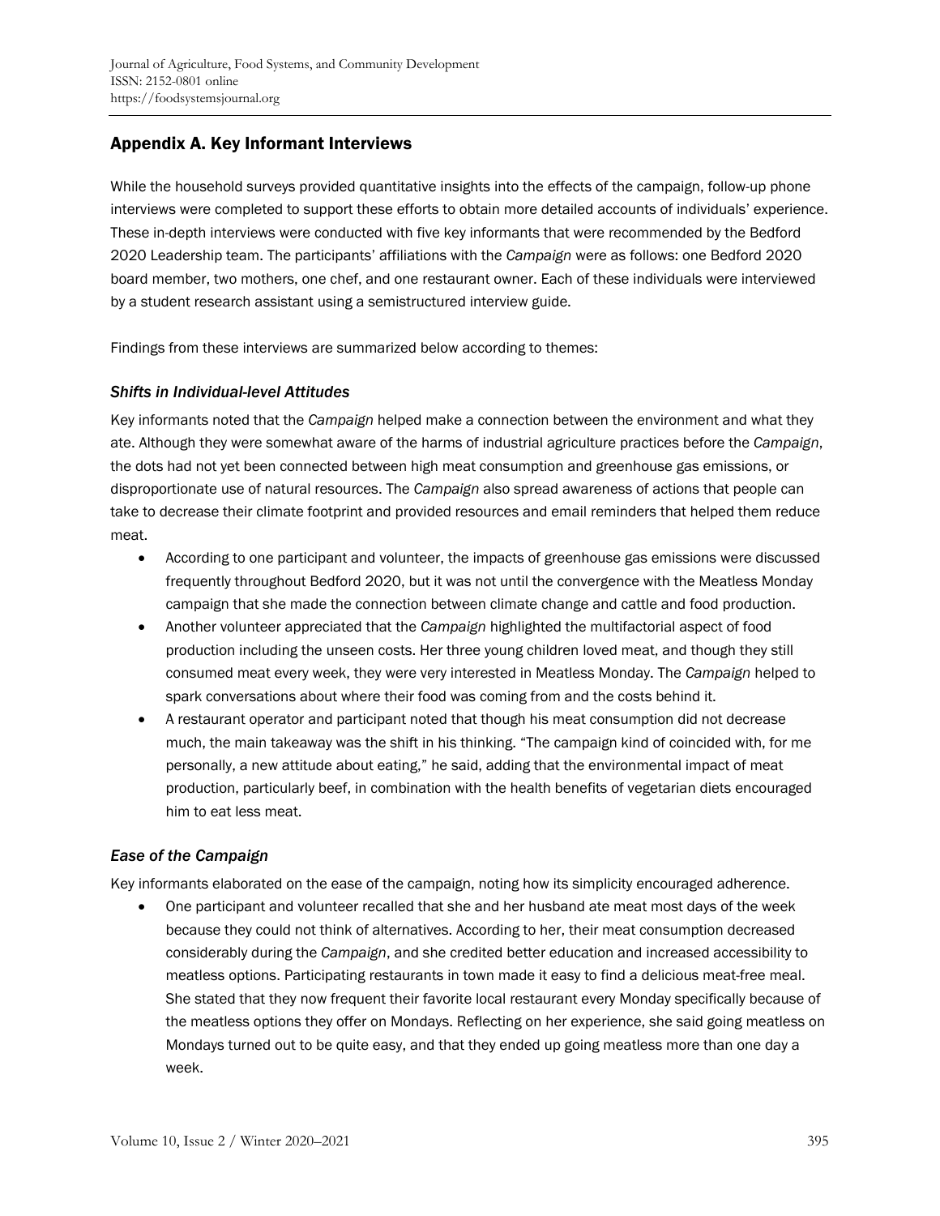## Appendix A. Key Informant Interviews

While the household surveys provided quantitative insights into the effects of the campaign, follow-up phone interviews were completed to support these efforts to obtain more detailed accounts of individuals' experience. These in-depth interviews were conducted with five key informants that were recommended by the Bedford 2020 Leadership team. The participants' affiliations with the *Campaign* were as follows: one Bedford 2020 board member, two mothers, one chef, and one restaurant owner. Each of these individuals were interviewed by a student research assistant using a semistructured interview guide.

Findings from these interviews are summarized below according to themes:

### *Shifts in Individual-level Attitudes*

Key informants noted that the *Campaign* helped make a connection between the environment and what they ate. Although they were somewhat aware of the harms of industrial agriculture practices before the *Campaign*, the dots had not yet been connected between high meat consumption and greenhouse gas emissions, or disproportionate use of natural resources. The *Campaign* also spread awareness of actions that people can take to decrease their climate footprint and provided resources and email reminders that helped them reduce meat.

- According to one participant and volunteer, the impacts of greenhouse gas emissions were discussed frequently throughout Bedford 2020, but it was not until the convergence with the Meatless Monday campaign that she made the connection between climate change and cattle and food production.
- Another volunteer appreciated that the *Campaign* highlighted the multifactorial aspect of food production including the unseen costs. Her three young children loved meat, and though they still consumed meat every week, they were very interested in Meatless Monday. The *Campaign* helped to spark conversations about where their food was coming from and the costs behind it.
- A restaurant operator and participant noted that though his meat consumption did not decrease much, the main takeaway was the shift in his thinking. "The campaign kind of coincided with, for me personally, a new attitude about eating," he said, adding that the environmental impact of meat production, particularly beef, in combination with the health benefits of vegetarian diets encouraged him to eat less meat.

### *Ease of the Campaign*

Key informants elaborated on the ease of the campaign, noting how its simplicity encouraged adherence.

- One participant and volunteer recalled that she and her husband ate meat most days of the week because they could not think of alternatives. According to her, their meat consumption decreased considerably during the *Campaign*, and she credited better education and increased accessibility to meatless options. Participating restaurants in town made it easy to find a delicious meat-free meal. She stated that they now frequent their favorite local restaurant every Monday specifically because of the meatless options they offer on Mondays. Reflecting on her experience, she said going meatless on Mondays turned out to be quite easy, and that they ended up going meatless more than one day a week.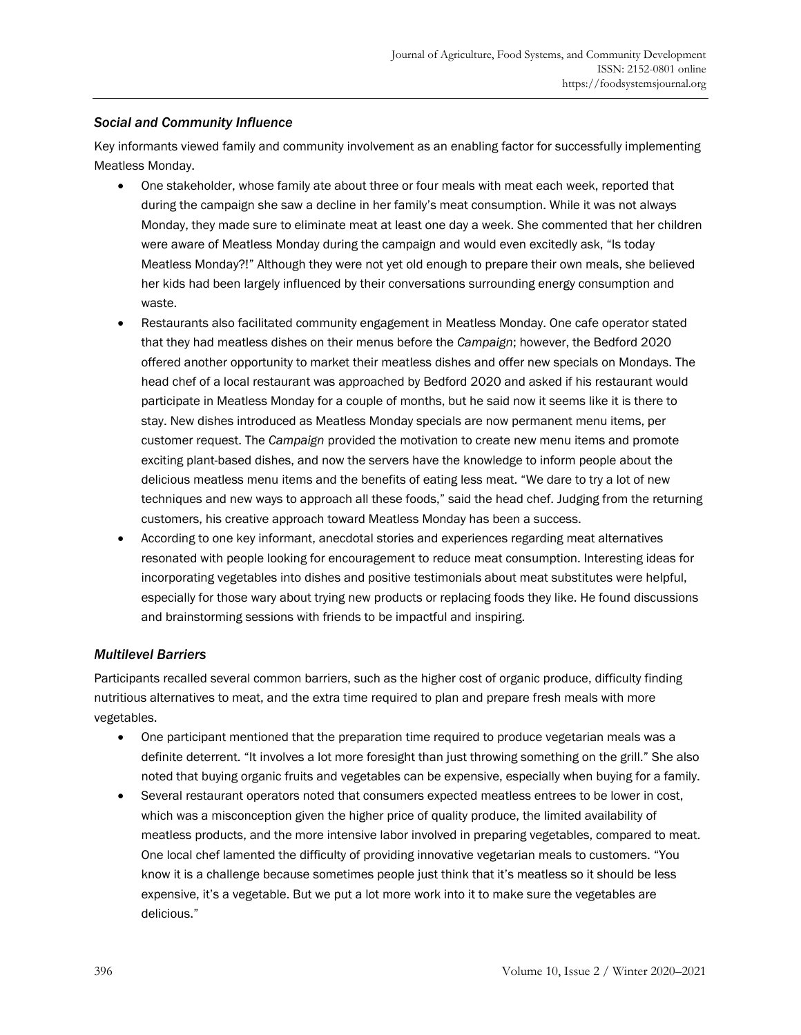### *Social and Community Influence*

Key informants viewed family and community involvement as an enabling factor for successfully implementing Meatless Monday.

- One stakeholder, whose family ate about three or four meals with meat each week, reported that during the campaign she saw a decline in her family's meat consumption. While it was not always Monday, they made sure to eliminate meat at least one day a week. She commented that her children were aware of Meatless Monday during the campaign and would even excitedly ask, "Is today Meatless Monday?!" Although they were not yet old enough to prepare their own meals, she believed her kids had been largely influenced by their conversations surrounding energy consumption and waste.
- Restaurants also facilitated community engagement in Meatless Monday. One cafe operator stated that they had meatless dishes on their menus before the *Campaign*; however, the Bedford 2020 offered another opportunity to market their meatless dishes and offer new specials on Mondays. The head chef of a local restaurant was approached by Bedford 2020 and asked if his restaurant would participate in Meatless Monday for a couple of months, but he said now it seems like it is there to stay. New dishes introduced as Meatless Monday specials are now permanent menu items, per customer request. The *Campaign* provided the motivation to create new menu items and promote exciting plant-based dishes, and now the servers have the knowledge to inform people about the delicious meatless menu items and the benefits of eating less meat. "We dare to try a lot of new techniques and new ways to approach all these foods," said the head chef. Judging from the returning customers, his creative approach toward Meatless Monday has been a success.
- According to one key informant, anecdotal stories and experiences regarding meat alternatives resonated with people looking for encouragement to reduce meat consumption. Interesting ideas for incorporating vegetables into dishes and positive testimonials about meat substitutes were helpful, especially for those wary about trying new products or replacing foods they like. He found discussions and brainstorming sessions with friends to be impactful and inspiring.

### *Multilevel Barriers*

Participants recalled several common barriers, such as the higher cost of organic produce, difficulty finding nutritious alternatives to meat, and the extra time required to plan and prepare fresh meals with more vegetables.

- One participant mentioned that the preparation time required to produce vegetarian meals was a definite deterrent. "It involves a lot more foresight than just throwing something on the grill." She also noted that buying organic fruits and vegetables can be expensive, especially when buying for a family.
- Several restaurant operators noted that consumers expected meatless entrees to be lower in cost, which was a misconception given the higher price of quality produce, the limited availability of meatless products, and the more intensive labor involved in preparing vegetables, compared to meat. One local chef lamented the difficulty of providing innovative vegetarian meals to customers. "You know it is a challenge because sometimes people just think that it's meatless so it should be less expensive, it's a vegetable. But we put a lot more work into it to make sure the vegetables are delicious."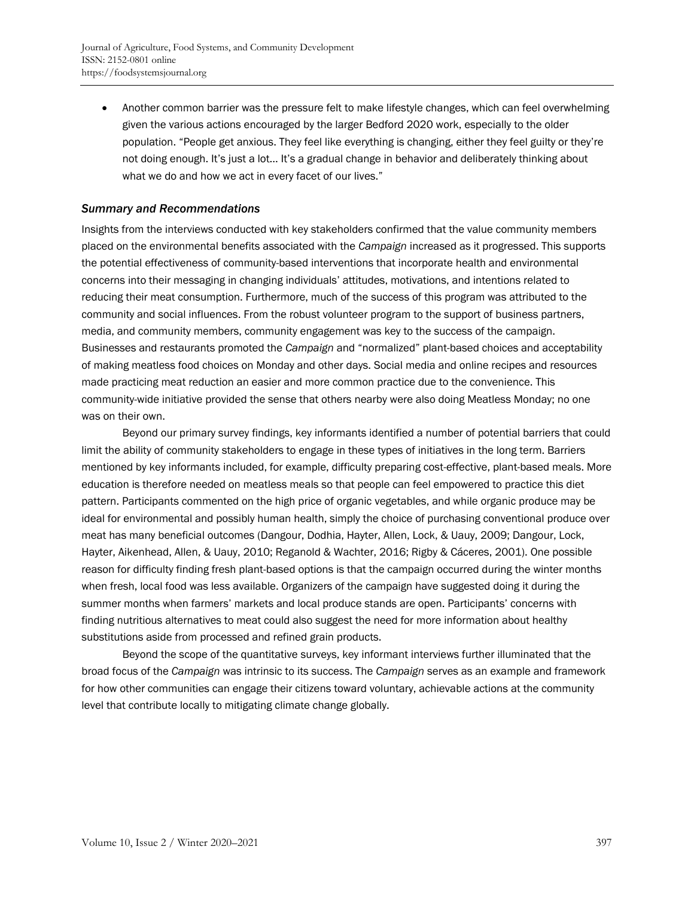- Another common barrier was the pressure felt to make lifestyle changes, which can feel overwhelming given the various actions encouraged by the larger Bedford 2020 work, especially to the older population. "People get anxious. They feel like everything is changing, either they feel guilty or they're not doing enough. It's just a lot… It's a gradual change in behavior and deliberately thinking about what we do and how we act in every facet of our lives."

### *Summary and Recommendations*

Insights from the interviews conducted with key stakeholders confirmed that the value community members placed on the environmental benefits associated with the *Campaign* increased as it progressed. This supports the potential effectiveness of community-based interventions that incorporate health and environmental concerns into their messaging in changing individuals' attitudes, motivations, and intentions related to reducing their meat consumption. Furthermore, much of the success of this program was attributed to the community and social influences. From the robust volunteer program to the support of business partners, media, and community members, community engagement was key to the success of the campaign. Businesses and restaurants promoted the *Campaign* and "normalized" plant-based choices and acceptability of making meatless food choices on Monday and other days. Social media and online recipes and resources made practicing meat reduction an easier and more common practice due to the convenience. This community-wide initiative provided the sense that others nearby were also doing Meatless Monday; no one was on their own.

Beyond our primary survey findings, key informants identified a number of potential barriers that could limit the ability of community stakeholders to engage in these types of initiatives in the long term. Barriers mentioned by key informants included, for example, difficulty preparing cost-effective, plant-based meals. More education is therefore needed on meatless meals so that people can feel empowered to practice this diet pattern. Participants commented on the high price of organic vegetables, and while organic produce may be ideal for environmental and possibly human health, simply the choice of purchasing conventional produce over meat has many beneficial outcomes (Dangour, Dodhia, Hayter, Allen, Lock, & Uauy, 2009; Dangour, Lock, Hayter, Aikenhead, Allen, & Uauy, 2010; Reganold & Wachter, 2016; Rigby & Cáceres, 2001). One possible reason for difficulty finding fresh plant-based options is that the campaign occurred during the winter months when fresh, local food was less available. Organizers of the campaign have suggested doing it during the summer months when farmers' markets and local produce stands are open. Participants' concerns with finding nutritious alternatives to meat could also suggest the need for more information about healthy substitutions aside from processed and refined grain products.

Beyond the scope of the quantitative surveys, key informant interviews further illuminated that the broad focus of the *Campaign* was intrinsic to its success. The *Campaign* serves as an example and framework for how other communities can engage their citizens toward voluntary, achievable actions at the community level that contribute locally to mitigating climate change globally.